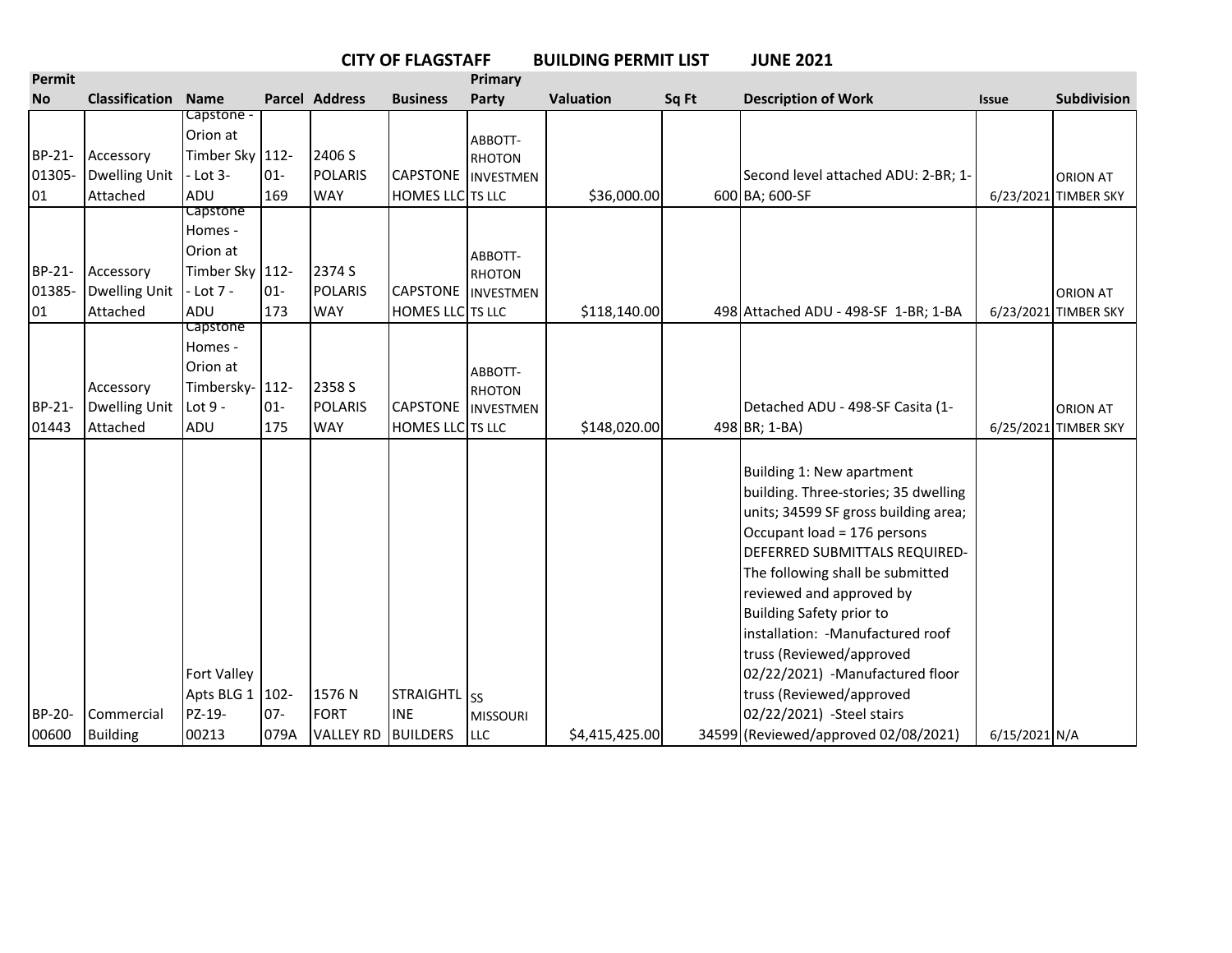# CITY OF FLAGSTAFF BUILDING PERMIT LIST JUNE 2021

| Permit No | Classification | Name | Parcel | Address | Business | Primary Party | Valuation | Sq Ft | Description of Work | Issue | Subdivision |
|---|---|---|---|---|---|---|---|---|---|---|---|
| BP-21-01305-01 | Accessory Dwelling Unit Attached | Capstone - Orion at Timber Sky - Lot 3- ADU | 112-01-169 | 2406 S POLARIS WAY | CAPSTONE HOMES LLC | ABBOTT-RHOTON INVESTMENTS LLC | $36,000.00 | 600 | Second level attached ADU: 2-BR; 1-BA; 600-SF | 6/23/2021 | ORION AT TIMBER SKY |
| BP-21-01385-01 | Accessory Dwelling Unit Attached | Capstone Homes - Orion at Timber Sky - Lot 7 - ADU | 112-01-173 | 2374 S POLARIS WAY | CAPSTONE HOMES LLC | ABBOTT-RHOTON INVESTMENTS LLC | $118,140.00 | 498 | Attached ADU - 498-SF 1-BR; 1-BA | 6/23/2021 | ORION AT TIMBER SKY |
| BP-21-01443 | Accessory Dwelling Unit Attached | Capstone Homes - Orion at Timbersky- Lot 9 - ADU | 112-01-175 | 2358 S POLARIS WAY | CAPSTONE HOMES LLC | ABBOTT-RHOTON INVESTMENTS LLC | $148,020.00 | 498 | Detached ADU - 498-SF Casita (1-BR; 1-BA) | 6/25/2021 | ORION AT TIMBER SKY |
| BP-20-00600 | Commercial Building | Fort Valley Apts BLG 1 PZ-19-00213 | 102-07-079A | 1576 N FORT VALLEY RD | STRAIGHTLINE BUILDERS | SS MISSOURI LLC | $4,415,425.00 | 34599 | Building 1: New apartment building. Three-stories; 35 dwelling units; 34599 SF gross building area; Occupant load = 176 persons DEFERRED SUBMITTALS REQUIRED- The following shall be submitted reviewed and approved by Building Safety prior to installation: -Manufactured roof truss (Reviewed/approved 02/22/2021) -Manufactured floor truss (Reviewed/approved 02/22/2021) -Steel stairs (Reviewed/approved 02/08/2021) | 6/15/2021 | N/A |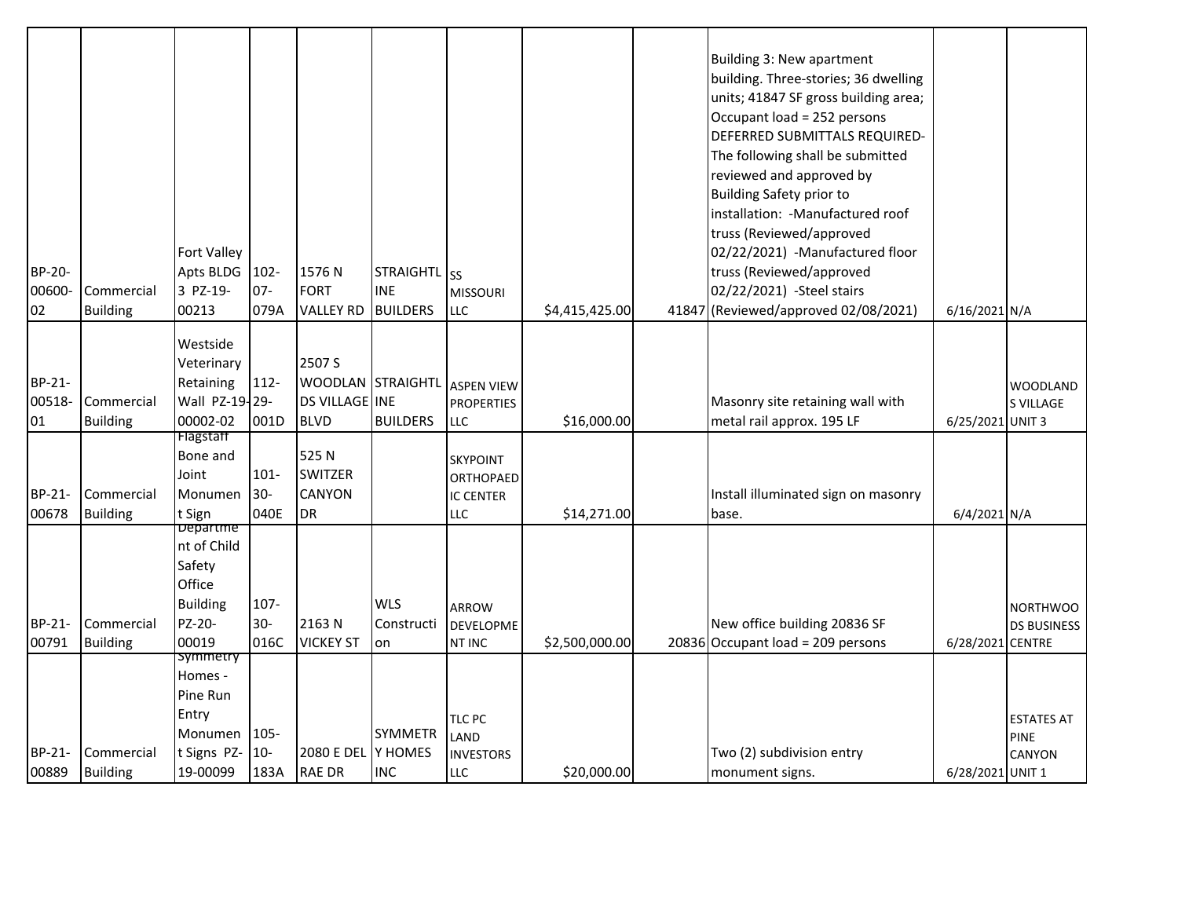| | | | | | | | | | | | |
|---|---|---|---|---|---|---|---|---|---|---|---|
| BP-20-00600-02 | Commercial Building | Fort Valley Apts BLDG 3 PZ-19-00213 | 102-07-079A | 1576 N FORT VALLEY RD | STRAIGHTLINE BUILDERS | SS MISSOURI LLC | $4,415,425.00 | 41847 | Building 3: New apartment building. Three-stories; 36 dwelling units; 41847 SF gross building area; Occupant load = 252 persons DEFERRED SUBMITTALS REQUIRED- The following shall be submitted reviewed and approved by Building Safety prior to installation: -Manufactured roof truss (Reviewed/approved 02/22/2021) -Manufactured floor truss (Reviewed/approved 02/22/2021) -Steel stairs (Reviewed/approved 02/08/2021) | 6/16/2021 | N/A |
| BP-21-00518-01 | Commercial Building | Westside Veterinary Retaining Wall PZ-19-00002-02 | 112-29-001D | 2507 S WOODLANDS VILLAGE BLVD | STRAIGHTLINE BUILDERS | ASPEN VIEW PROPERTIES LLC | $16,000.00 | | Masonry site retaining wall with metal rail approx. 195 LF | 6/25/2021 | WOODLANDS VILLAGE UNIT 3 |
| BP-21-00678 | Commercial Building | Flagstaff Bone and Joint Monument Sign | 101-30-040E | 525 N SWITZER CANYON DR | | SKYPOINT ORTHOPAEDIC CENTER LLC | $14,271.00 | | Install illuminated sign on masonry base. | 6/4/2021 | N/A |
| BP-21-00791 | Commercial Building | Department of Child Safety Office Building PZ-20-00019 | 107-30-016C | 2163 N VICKEY ST | WLS Construction | ARROW DEVELOPMENT INC | $2,500,000.00 | 20836 | New office building 20836 SF Occupant load = 209 persons | 6/28/2021 | NORTHWOODS BUSINESS CENTRE |
| BP-21-00889 | Commercial Building | Symmetry Homes - Pine Run Entry Monument Signs PZ-19-00099 | 105-10-183A | 2080 E DEL RAE DR | SYMMETRY HOMES INC | TLC PC LAND INVESTORS LLC | $20,000.00 | | Two (2) subdivision entry monument signs. | 6/28/2021 | ESTATES AT PINE CANYON UNIT 1 |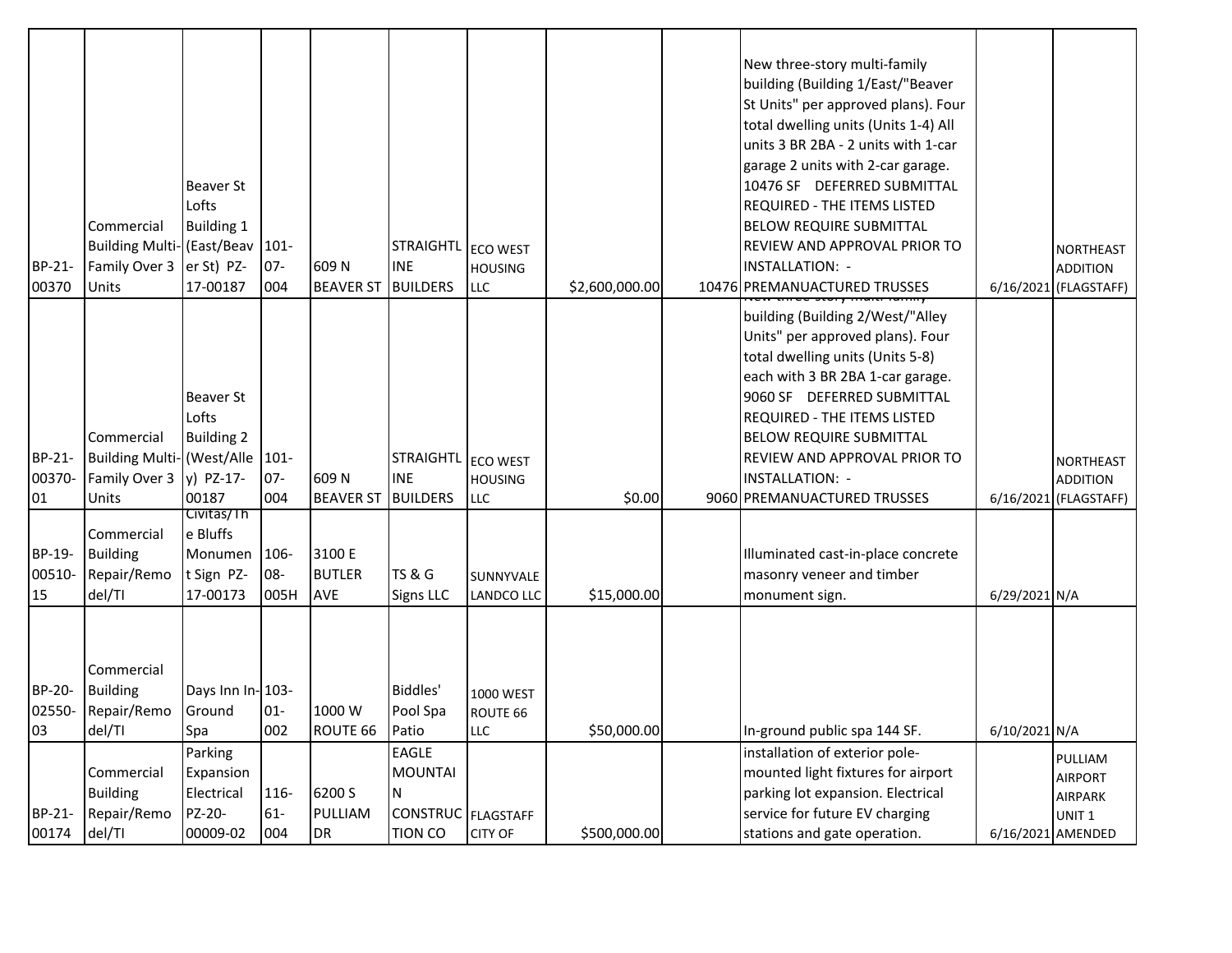| | | | | | | | | | | | |
|---|---|---|---|---|---|---|---|---|---|---|---|
| BP-21-00370 | Commercial Building Multi-Family Over 3 Units | Beaver St Lofts Building 1 (East/Beaver St) PZ-17-00187 | 101-07-004 | 609 N BEAVER ST | STRAIGHTLINE BUILDERS | ECO WEST HOUSING LLC | $2,600,000.00 | 10476 | New three-story multi-family building (Building 1/East/"Beaver St Units" per approved plans). Four total dwelling units (Units 1-4) All units 3 BR 2BA - 2 units with 1-car garage 2 units with 2-car garage. 10476 SF DEFERRED SUBMITTAL REQUIRED - THE ITEMS LISTED BELOW REQUIRE SUBMITTAL REVIEW AND APPROVAL PRIOR TO INSTALLATION: - PREMANUACTURED TRUSSES | 6/16/2021 | NORTHEAST ADDITION (FLAGSTAFF) |
| BP-21-00370-01 | Commercial Building Multi-Family Over 3 Units | Beaver St Lofts Building 2 (West/Alley) PZ-17-00187 | 101-07-004 | 609 N BEAVER ST | STRAIGHTLINE BUILDERS | ECO WEST HOUSING LLC | $0.00 | 9060 | New three-story multi-family building (Building 2/West/"Alley Units" per approved plans). Four total dwelling units (Units 5-8) each with 3 BR 2BA 1-car garage. 9060 SF DEFERRED SUBMITTAL REQUIRED - THE ITEMS LISTED BELOW REQUIRE SUBMITTAL REVIEW AND APPROVAL PRIOR TO INSTALLATION: - PREMANUACTURED TRUSSES | 6/16/2021 | NORTHEAST ADDITION (FLAGSTAFF) |
| BP-19-00510-15 | Commercial Building Repair/Remodel/TI | Civitas/The Bluffs Monument Sign PZ-17-00173 | 106-08-005H | 3100 E BUTLER AVE | TS & G Signs LLC | SUNNYVALE LANDCO LLC | $15,000.00 | | Illuminated cast-in-place concrete masonry veneer and timber monument sign. | 6/29/2021 | N/A |
| BP-20-02550-03 | Commercial Building Repair/Remodel/TI | Days Inn In-Ground Spa | 103-01-002 | 1000 W ROUTE 66 | Biddles' Pool Spa Patio | 1000 WEST ROUTE 66 LLC | $50,000.00 | | In-ground public spa 144 SF. | 6/10/2021 | N/A |
| BP-21-00174 | Commercial Building Repair/Remodel/TI | Parking Expansion Electrical PZ-20-00009-02 | 116-61-004 | 6200 S PULLIAM DR | EAGLE MOUNTAIN CONSTRUCTION CO | FLAGSTAFF CITY OF | $500,000.00 | | installation of exterior pole-mounted light fixtures for airport parking lot expansion. Electrical service for future EV charging stations and gate operation. | 6/16/2021 | PULLIAM AIRPORT AIRPARK UNIT 1 AMENDED |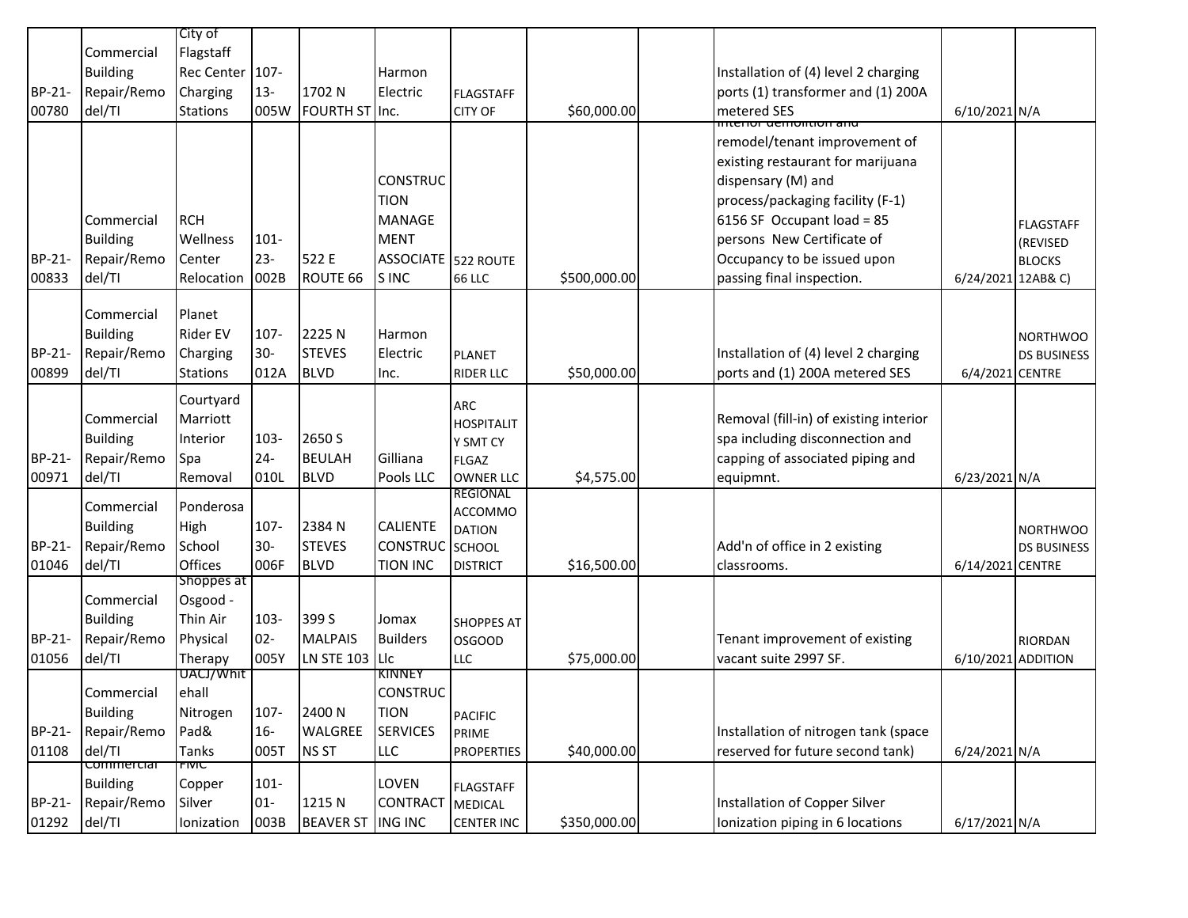| | | | | | | | | | | | |
|---|---|---|---|---|---|---|---|---|---|---|---|
| BP-21-00780 | Commercial Building Repair/Remodel/TI | City of Flagstaff Rec Center Charging Stations | 107-13-005W | 1702 N FOURTH ST | Harmon Electric Inc. | FLAGSTAFF CITY OF | $60,000.00 | | Installation of (4) level 2 charging ports (1) transformer and (1) 200A metered SES | 6/10/2021 | N/A |
| BP-21-00833 | Commercial Building Repair/Remodel/TI | RCH Wellness Center Relocation | 101-23-002B | 522 E ROUTE 66 | CONSTRUCTION MANAGEMENT ASSOCIATES INC | 522 ROUTE 66 LLC | $500,000.00 | | Interior demolition and remodel/tenant improvement of existing restaurant for marijuana dispensary (M) and process/packaging facility (F-1) 6156 SF Occupant load = 85 persons New Certificate of Occupancy to be issued upon passing final inspection. | 6/24/2021 | FLAGSTAFF (REVISED BLOCKS 12AB& C) |
| BP-21-00899 | Commercial Building Repair/Remodel/TI | Planet Rider EV Charging Stations | 107-30-012A | 2225 N STEVES BLVD | Harmon Electric Inc. | PLANET RIDER LLC | $50,000.00 | | Installation of (4) level 2 charging ports and (1) 200A metered SES | 6/4/2021 | NORTHWOODS BUSINESS CENTRE |
| BP-21-00971 | Commercial Building Repair/Remodel/TI | Courtyard Marriott Interior Spa Removal | 103-24-010L | 2650 S BEULAH BLVD | Gilliana Pools LLC | ARC HOSPITALITY SMT CY FLGAZ OWNER LLC | $4,575.00 | | Removal (fill-in) of existing interior spa including disconnection and capping of associated piping and equipmnt. | 6/23/2021 | N/A |
| BP-21-01046 | Commercial Building Repair/Remodel/TI | Ponderosa High School Offices | 107-30-006F | 2384 N STEVES BLVD | CALIENTE CONSTRUCTION INC | REGIONAL ACCOMMODATION SCHOOL DISTRICT | $16,500.00 | | Add'n of office in 2 existing classrooms. | 6/14/2021 | NORTHWOODS BUSINESS CENTRE |
| BP-21-01056 | Commercial Building Repair/Remodel/TI | Shoppes at Osgood - Thin Air Physical Therapy | 103-02-005Y | 399 S MALPAIS LN STE 103 | Jomax Builders Llc | SHOPPES AT OSGOOD LLC | $75,000.00 | | Tenant improvement of existing vacant suite 2997 SF. | 6/10/2021 | RIORDAN ADDITION |
| BP-21-01108 | Commercial Building Repair/Remodel/TI | UACJ/Whitehall Nitrogen Pad& Tanks | 107-16-005T | 2400 N WALGREENS ST | KINNEY CONSTRUCTION SERVICES LLC | PACIFIC PRIME PROPERTIES | $40,000.00 | | Installation of nitrogen tank (space reserved for future second tank) | 6/24/2021 | N/A |
| BP-21-01292 | Commercial Building Repair/Remodel/TI | FMC Copper Silver Ionization | 101-01-003B | 1215 N BEAVER ST | LOVEN CONTRACTING INC | FLAGSTAFF MEDICAL CENTER INC | $350,000.00 | | Installation of Copper Silver Ionization piping in 6 locations | 6/17/2021 | N/A |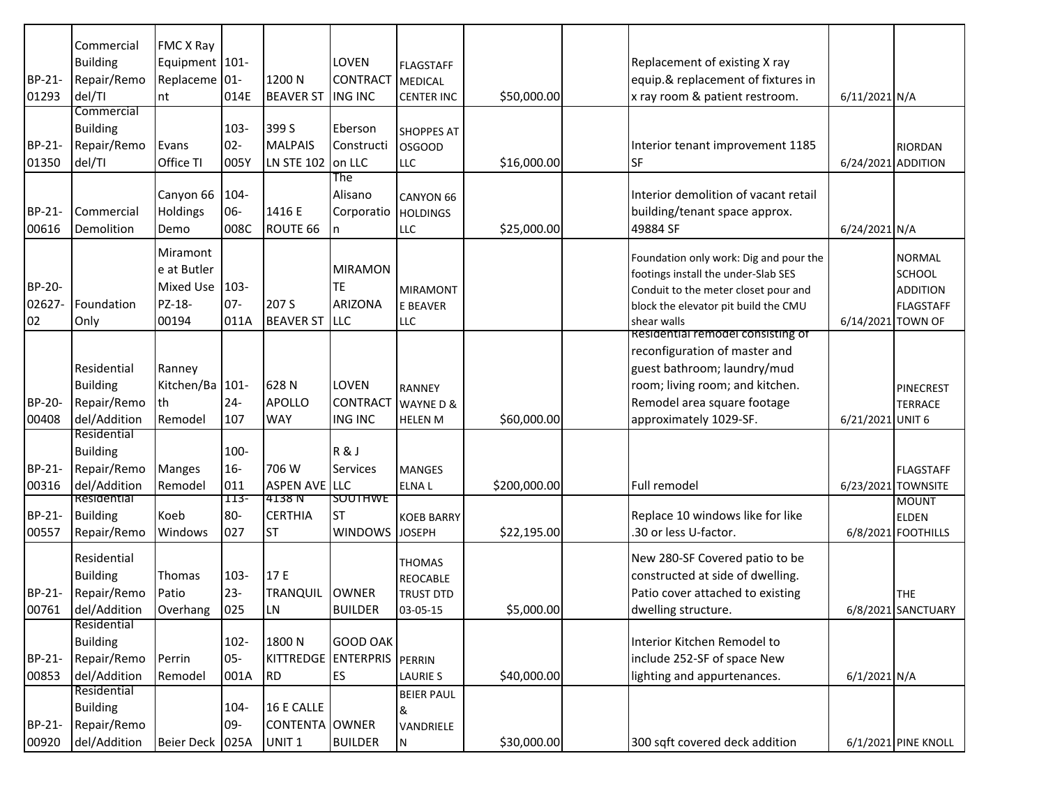| | | | | | | | | | | | |
|---|---|---|---|---|---|---|---|---|---|---|---|
| BP-21-01293 | Commercial Building Repair/Remodel/TI | FMC X Ray Equipment Replacement | 101-01-014E | 1200 N BEAVER ST | LOVEN CONTRACTING INC | FLAGSTAFF MEDICAL CENTER INC | $50,000.00 | | Replacement of existing X ray equip.& replacement of fixtures in x ray room & patient restroom. | 6/11/2021 | N/A |
| BP-21-01350 | Commercial Building Repair/Remodel/TI | Evans Office TI | 103-02-005Y | 399 S MALPAIS LN STE 102 | Eberson Construction LLC | SHOPPES AT OSGOOD LLC | $16,000.00 | | Interior tenant improvement 1185 SF | 6/24/2021 | RIORDAN ADDITION |
| BP-21-00616 | Commercial Demolition | Canyon 66 Holdings Demo | 104-06-008C | 1416 E ROUTE 66 | The Alisano Corporation | CANYON 66 HOLDINGS LLC | $25,000.00 | | Interior demolition of vacant retail building/tenant space approx. 49884 SF | 6/24/2021 | N/A |
| BP-20-02627-02 | Foundation Only | Miramonte at Butler Mixed Use PZ-18-00194 | 103-07-011A | 207 S BEAVER ST | MIRAMONTE ARIZONA LLC | MIRAMONTE BEAVER LLC | | | Foundation only work: Dig and pour the footings install the under-Slab SES Conduit to the meter closet pour and block the elevator pit build the CMU shear walls | 6/14/2021 | NORMAL SCHOOL ADDITION FLAGSTAFF TOWN OF |
| BP-20-00408 | Residential Building Repair/Remodel/Addition | Ranney Kitchen/Bath Remodel | 101-24-107 | 628 N APOLLO WAY | LOVEN CONTRACTING INC | RANNEY WAYNE D & HELEN M | $60,000.00 | | Residential remodel consisting of reconfiguration of master and guest bathroom; laundry/mud room; living room; and kitchen. Remodel area square footage approximately 1029-SF. | 6/21/2021 | PINECREST TERRACE UNIT 6 |
| BP-21-00316 | Residential Building Repair/Remodel/Addition | Manges Remodel | 100-16-011 | 706 W ASPEN AVE | R & J Services LLC | MANGES ELNA L | $200,000.00 | | Full remodel | 6/23/2021 | FLAGSTAFF TOWNSITE |
| BP-21-00557 | Residential Building Repair/Remo | Koeb Windows | 113-80-027 | 4138 N CERTHIA ST | SOUTHWEST WINDOWS | KOEB BARRY JOSEPH | $22,195.00 | | Replace 10 windows like for like .30 or less U-factor. | 6/8/2021 | MOUNT ELDEN FOOTHILLS |
| BP-21-00761 | Residential Building Repair/Remodel/Addition | Thomas Patio Overhang | 103-23-025 | 17 E TRANQUIL LN | OWNER BUILDER | THOMAS REOCABLE TRUST DTD 03-05-15 | $5,000.00 | | New 280-SF Covered patio to be constructed at side of dwelling. Patio cover attached to existing dwelling structure. | 6/8/2021 | THE SANCTUARY |
| BP-21-00853 | Residential Building Repair/Remodel/Addition | Perrin Remodel | 102-05-001A | 1800 N KITTREDGE RD | GOOD OAK ENTERPRISES | PERRIN LAURIE S | $40,000.00 | | Interior Kitchen Remodel to include 252-SF of space New lighting and appurtenances. | 6/1/2021 | N/A |
| BP-21-00920 | Residential Building Repair/Remodel/Addition | Beier Deck | 104-09-025A | 16 E CALLE CONTENTA UNIT 1 | OWNER BUILDER | BEIER PAUL & VANDRIELEN | $30,000.00 | | 300 sqft covered deck addition | 6/1/2021 | PINE KNOLL |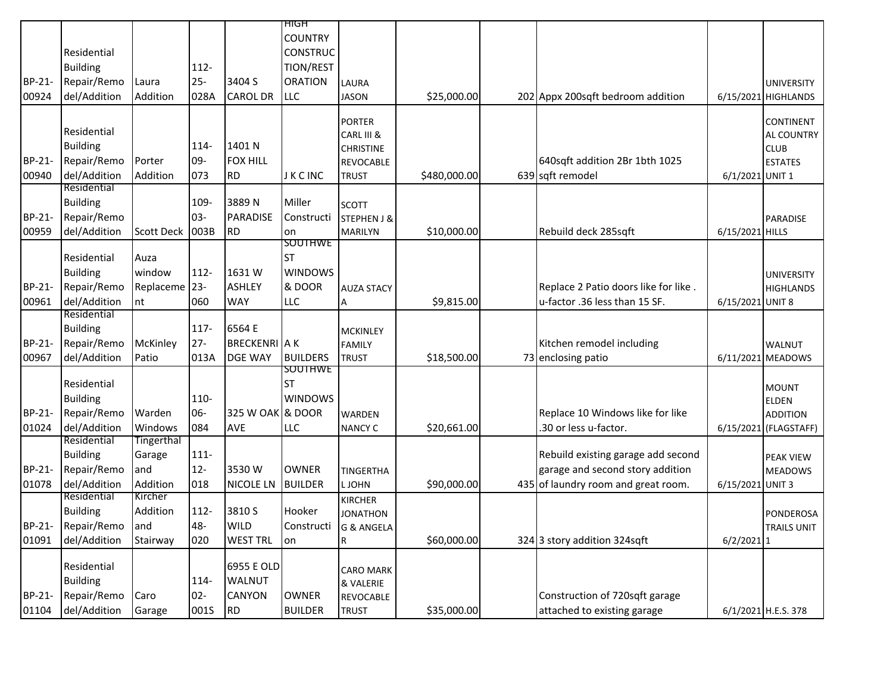| | | | | | | | | | | | |
|---|---|---|---|---|---|---|---|---|---|---|---|
| BP-21-00924 | Residential Building Repair/Remodel/Addition | Laura Addition | 112-25-028A | 3404 S CAROL DR | HIGH COUNTRY CONSTRUCTION/RESTORATION LLC | LAURA JASON | $25,000.00 | | 202 | Appx 200sqft bedroom addition | 6/15/2021 | UNIVERSITY HIGHLANDS |
| BP-21-00940 | Residential Building Repair/Remodel/Addition | Porter Addition | 114-09-073 | 1401 N FOX HILL RD | J K C INC | PORTER CARL III & CHRISTINE REVOCABLE TRUST | $480,000.00 | | 639 | 640sqft addition 2Br 1bth 1025 sqft remodel | 6/1/2021 | CONTINENTAL COUNTRY CLUB ESTATES UNIT 1 |
| BP-21-00959 | Residential Building Repair/Remodel/Addition | Scott Deck | 109-03-003B | 3889 N PARADISE RD | Miller Construction | SCOTT STEPHEN J & MARILYN | $10,000.00 | | | Rebuild deck 285sqft | 6/15/2021 | PARADISE HILLS |
| BP-21-00961 | Residential Building Repair/Remodel/Addition | Auza window Replacement | 112-23-060 | 1631 W ASHLEY WAY | SOUTHWEST WINDOWS & DOOR LLC | AUZA STACY A | $9,815.00 | | | Replace 2 Patio doors like for like . u-factor .36 less than 15 SF. | 6/15/2021 | UNIVERSITY HIGHLANDS UNIT 8 |
| BP-21-00967 | Residential Building Repair/Remodel/Addition | McKinley Patio | 117-27-013A | 6564 E BRECKENRIDGE WAY | A K BUILDERS | MCKINLEY FAMILY TRUST | $18,500.00 | | 73 | Kitchen remodel including enclosing patio | 6/11/2021 | WALNUT MEADOWS |
| BP-21-01024 | Residential Building Repair/Remodel/Addition | Warden Windows | 110-06-084 | 325 W OAK AVE | SOUTHWEST WINDOWS & DOOR LLC | WARDEN NANCY C | $20,661.00 | | | Replace 10 Windows like for like .30 or less u-factor. | 6/15/2021 | MOUNT ELDEN ADDITION (FLAGSTAFF) |
| BP-21-01078 | Residential Building Repair/Remodel/Addition | Tingerthal Garage and Addition | 111-12-018 | 3530 W NICOLE LN | OWNER BUILDER | TINGERTHAL JOHN | $90,000.00 | | 435 | Rebuild existing garage add second garage and second story addition of laundry room and great room. | 6/15/2021 | PEAK VIEW MEADOWS UNIT 3 |
| BP-21-01091 | Residential Building Repair/Remodel/Addition | Kircher Addition and Stairway | 112-48-020 | 3810 S WILD WEST TRL | Hooker Construction | KIRCHER JONATHON G & ANGELA R | $60,000.00 | | 324 | 3 story addition 324sqft | 6/2/2021 | PONDEROSA TRAILS UNIT 1 |
| BP-21-01104 | Residential Building Repair/Remodel/Addition | Caro Garage | 114-02-001S | 6955 E OLD WALNUT CANYON RD | OWNER BUILDER | CARO MARK & VALERIE REVOCABLE TRUST | $35,000.00 | | | Construction of 720sqft garage attached to existing garage | 6/1/2021 | H.E.S. 378 |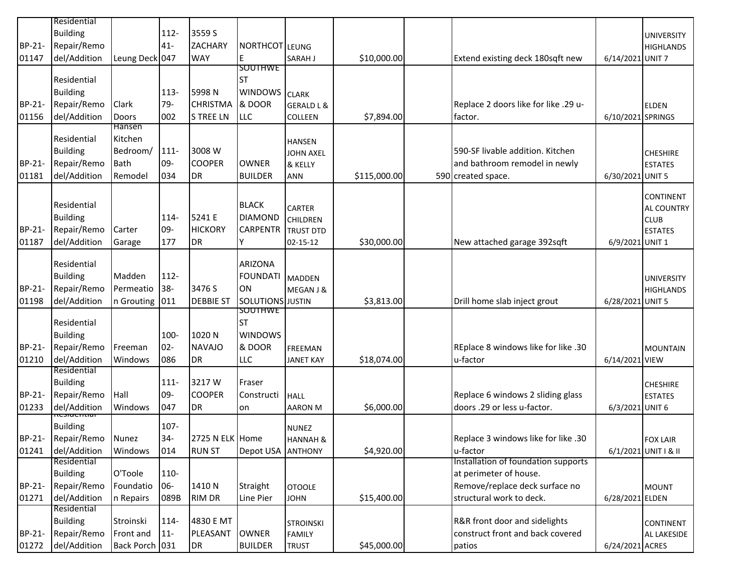| | | | | | | | | | | | |
|---|---|---|---|---|---|---|---|---|---|---|---|
| BP-21-01147 | Residential Building Repair/Remodel/Addition | Leung Deck | 112-41-047 | 3559 S ZACHARY WAY | NORTHCOTE | LEUNG SARAH J | $10,000.00 | | Extend existing deck 180sqft new | 6/14/2021 | UNIVERSITY HIGHLANDS UNIT 7 |
| BP-21-01156 | Residential Building Repair/Remodel/Addition | Clark Doors | 113-79-002 | 5998 N CHRISTMAS TREE LN | SOUTHWEST WINDOWS & DOOR LLC | CLARK GERALD L & COLLEEN | $7,894.00 | | Replace 2 doors like for like .29 u-factor. | 6/10/2021 | ELDEN SPRINGS |
| BP-21-01181 | Residential Building Repair/Remodel/Addition | Hansen Kitchen Bedroom/ Bath Remodel | 111-09-034 | 3008 W COOPER DR | OWNER BUILDER | HANSEN JOHN AXEL & KELLY ANN | $115,000.00 | 590 | 590-SF livable addition. Kitchen and bathroom remodel in newly created space. | 6/30/2021 | CHESHIRE ESTATES UNIT 5 |
| BP-21-01187 | Residential Building Repair/Remodel/Addition | Carter Garage | 114-09-177 | 5241 E HICKORY DR | BLACK DIAMOND CARPENTRY | CARTER CHILDREN TRUST DTD 02-15-12 | $30,000.00 | | New attached garage 392sqft | 6/9/2021 | CONTINENTAL COUNTRY CLUB ESTATES UNIT 1 |
| BP-21-01198 | Residential Building Repair/Remodel/Addition | Madden Permeation Grouting | 112-38-011 | 3476 S DEBBIE ST | ARIZONA FOUNDATION SOLUTIONS | MADDEN MEGAN J & JUSTIN | $3,813.00 | | Drill home slab inject grout | 6/28/2021 | UNIVERSITY HIGHLANDS UNIT 5 |
| BP-21-01210 | Residential Building Repair/Remodel/Addition | Freeman Windows | 100-02-086 | 1020 N NAVAJO DR | SOUTHWEST WINDOWS & DOOR LLC | FREEMAN JANET KAY | $18,074.00 | | REplace 8 windows like for like .30 u-factor | 6/14/2021 | MOUNTAIN VIEW |
| BP-21-01233 | Residential Building Repair/Remodel/Addition | Hall Windows | 111-09-047 | 3217 W COOPER DR | Fraser Construction | HALL AARON M | $6,000.00 | | Replace 6 windows 2 sliding glass doors .29 or less u-factor. | 6/3/2021 | CHESHIRE ESTATES UNIT 6 |
| BP-21-01241 | Residential Building Repair/Remodel/Addition | Nunez Windows | 107-34-014 | 2725 N ELK RUN ST | Home Depot USA | NUNEZ HANNAH & ANTHONY | $4,920.00 | | Replace 3 windows like for like .30 u-factor | 6/1/2021 | FOX LAIR UNIT I & II |
| BP-21-01271 | Residential Building Repair/Remodel/Addition | O'Toole Foundation Repairs | 110-06-089B | 1410 N RIM DR | Straight Line Pier | OTOOLE JOHN | $15,400.00 | | Installation of foundation supports at perimeter of house. Remove/replace deck surface no structural work to deck. | 6/28/2021 | MOUNT ELDEN |
| BP-21-01272 | Residential Building Repair/Remodel/Addition | Stroinski Front and Back Porch | 114-11-031 | 4830 E MT PLEASANT DR | OWNER BUILDER | STROINSKI FAMILY TRUST | $45,000.00 | | R&R front door and sidelights construct front and back covered patios | 6/24/2021 | CONTINENTAL LAKESIDE ACRES |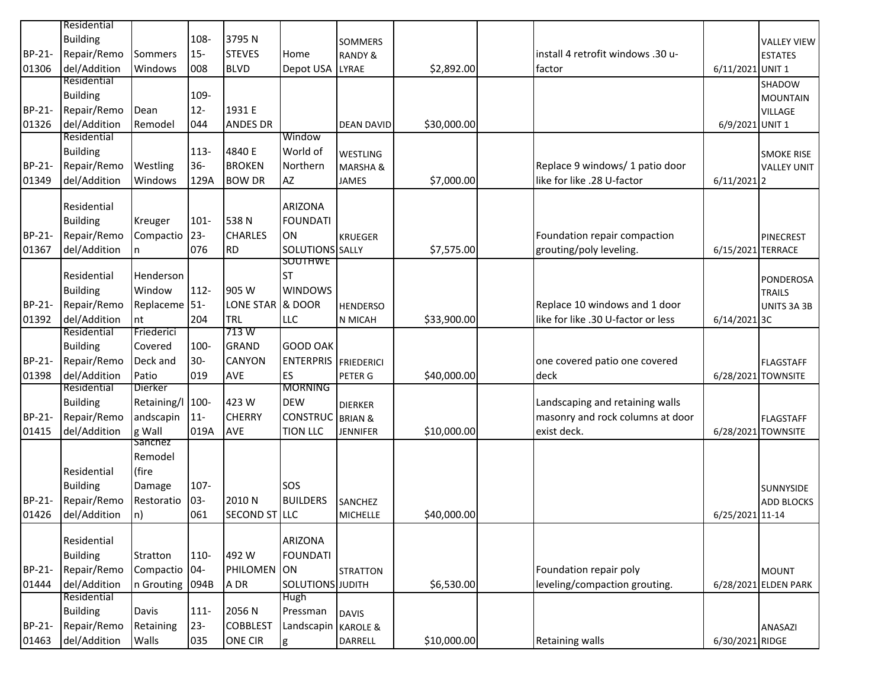| | | | | | | | | | | | | |
|---|---|---|---|---|---|---|---|---|---|---|---|---|
| BP-21-01306 | Residential Building Repair/Remodel/Addition | Sommers Windows | 108-15-008 | 3795 N STEVES BLVD | Home Depot USA | SOMMERS RANDY & LYRAE | $2,892.00 | | install 4 retrofit windows .30 u-factor | 6/11/2021 | VALLEY VIEW ESTATES UNIT 1 |
| BP-21-01326 | Residential Building Repair/Remodel/Addition | Dean Remodel | 109-12-044 | 1931 E ANDES DR | | DEAN DAVID | $30,000.00 | | | 6/9/2021 | SHADOW MOUNTAIN VILLAGE UNIT 1 |
| BP-21-01349 | Residential Building Repair/Remodel/Addition | Westling Windows | 113-36-129A | 4840 E BROKEN BOW DR | Window World of Northern AZ | WESTLING MARSHA & JAMES | $7,000.00 | | Replace 9 windows/ 1 patio door like for like .28 U-factor | 6/11/2021 | SMOKE RISE VALLEY UNIT 2 |
| BP-21-01367 | Residential Building Repair/Remodel/Addition | Kreuger Compaction | 101-23-076 | 538 N CHARLES RD | ARIZONA FOUNDATION SOLUTIONS | KRUEGER SALLY | $7,575.00 | | Foundation repair compaction grouting/poly leveling. | 6/15/2021 | PINECREST TERRACE |
| BP-21-01392 | Residential Building Repair/Remodel/Addition | Henderson Window Replacement | 112-51-204 | 905 W LONE STAR TRL | SOUTHWEST WINDOWS & DOOR LLC | HENDERSON MICAH | $33,900.00 | | Replace 10 windows and 1 door like for like .30 U-factor or less | 6/14/2021 | PONDEROSA TRAILS UNITS 3A 3B 3C |
| BP-21-01398 | Residential Building Repair/Remodel/Addition | Friederici Covered Deck and Patio | 100-30-019 | 713 W GRAND CANYON AVE | GOOD OAK ENTERPRISES | FRIEDERICI PETER G | $40,000.00 | | one covered patio one covered deck | 6/28/2021 | FLAGSTAFF TOWNSITE |
| BP-21-01415 | Residential Building Repair/Remodel/Addition | Dierker Retaining/landscaping Wall | 100-11-019A | 423 W CHERRY AVE | MORNING DEW CONSTRUCTION LLC | DIERKER BRIAN & JENNIFER | $10,000.00 | | Landscaping and retaining walls masonry and rock columns at door exist deck. | 6/28/2021 | FLAGSTAFF TOWNSITE |
| BP-21-01426 | Residential Building Repair/Remodel/Addition | Sanchez Remodel (fire Damage Restoration) | 107-03-061 | 2010 N SECOND ST | SOS BUILDERS LLC | SANCHEZ MICHELLE | $40,000.00 | | | 6/25/2021 | SUNNYSIDE ADD BLOCKS 11-14 |
| BP-21-01444 | Residential Building Repair/Remodel/Addition | Stratton Compaction Grouting | 110-04-094B | 492 W PHILOMENA DR | ARIZONA FOUNDATION SOLUTIONS | STRATTON JUDITH | $6,530.00 | | Foundation repair poly leveling/compaction grouting. | 6/28/2021 | MOUNT ELDEN PARK |
| BP-21-01463 | Residential Building Repair/Remodel/Addition | Davis Retaining Walls | 111-23-035 | 2056 N COBBLESTONE CIR | Hugh Pressman Landscaping | DAVIS KAROLE & DARRELL | $10,000.00 | | Retaining walls | 6/30/2021 | ANASAZI RIDGE |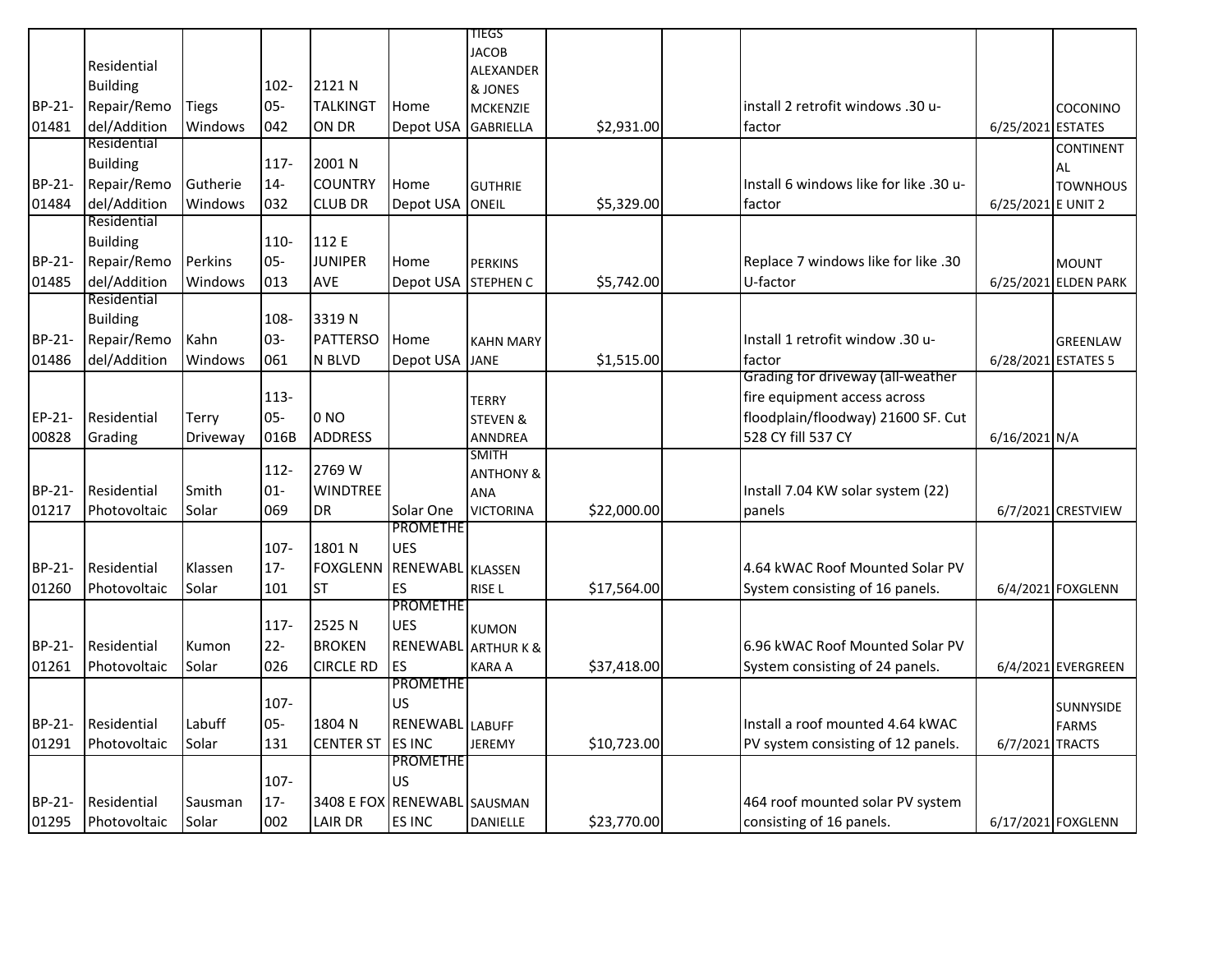| | | | | | | | | | | | |
|---|---|---|---|---|---|---|---|---|---|---|---|
| BP-21-01481 | Residential Building Repair/Remodel/Addition | Tiegs Windows | 102-05-042 | 2121 N TALKINGTON DR | Home Depot USA | TIEGS JACOB ALEXANDER & JONES MCKENZIE GABRIELLA | $2,931.00 | | install 2 retrofit windows .30 u-factor | 6/25/2021 | COCONINO ESTATES |
| BP-21-01484 | Residential Building Repair/Remodel/Addition | Gutherie Windows | 117-14-032 | 2001 N COUNTRY CLUB DR | Home Depot USA | GUTHRIE ONEIL | $5,329.00 | | Install 6 windows like for like .30 u-factor | 6/25/2021 | CONTINENTAL TOWNHOUSE UNIT 2 |
| BP-21-01485 | Residential Building Repair/Remodel/Addition | Perkins Windows | 110-05-013 | 112 E JUNIPER AVE | Home Depot USA | PERKINS STEPHEN C | $5,742.00 | | Replace 7 windows like for like .30 U-factor | 6/25/2021 | MOUNT ELDEN PARK |
| BP-21-01486 | Residential Building Repair/Remodel/Addition | Kahn Windows | 108-03-061 | 3319 N PATTERSON BLVD | Home Depot USA | KAHN MARY JANE | $1,515.00 | | Install 1 retrofit window .30 u-factor | 6/28/2021 | GREENLAW ESTATES 5 |
| EP-21-00828 | Residential Grading | Terry Driveway | 113-05-016B | 0 NO ADDRESS | | TERRY STEVEN & ANNDREA | | | Grading for driveway (all-weather fire equipment access across floodplain/floodway) 21600 SF. Cut 528 CY fill 537 CY | 6/16/2021 | N/A |
| BP-21-01217 | Residential Photovoltaic | Smith Solar | 112-01-069 | 2769 W WINDTREE DR | Solar One | SMITH ANTHONY & ANA VICTORINA | $22,000.00 | | Install 7.04 KW solar system (22) panels | 6/7/2021 | CRESTVIEW |
| BP-21-01260 | Residential Photovoltaic | Klassen Solar | 107-17-101 | 1801 N FOXGLENN ST | PROMETHEUES RENEWABLES | KLASSEN RISE L | $17,564.00 | | 4.64 kWAC Roof Mounted Solar PV System consisting of 16 panels. | 6/4/2021 | FOXGLENN |
| BP-21-01261 | Residential Photovoltaic | Kumon Solar | 117-22-026 | 2525 N BROKEN CIRCLE RD | PROMETHEUES RENEWABLES | KUMON ARTHUR K & KARA A | $37,418.00 | | 6.96 kWAC Roof Mounted Solar PV System consisting of 24 panels. | 6/4/2021 | EVERGREEN |
| BP-21-01291 | Residential Photovoltaic | Labuff Solar | 107-05-131 | 1804 N CENTER ST | PROMETHEUS RENEWABLES INC | LABUFF JEREMY | $10,723.00 | | Install a roof mounted 4.64 kWAC PV system consisting of 12 panels. | 6/7/2021 | SUNNYSIDE FARMS TRACTS |
| BP-21-01295 | Residential Photovoltaic | Sausman Solar | 107-17-002 | 3408 E FOX LAIR DR | PROMETHEUS RENEWABLES INC | SAUSMAN DANIELLE | $23,770.00 | | 464 roof mounted solar PV system consisting of 16 panels. | 6/17/2021 | FOXGLENN |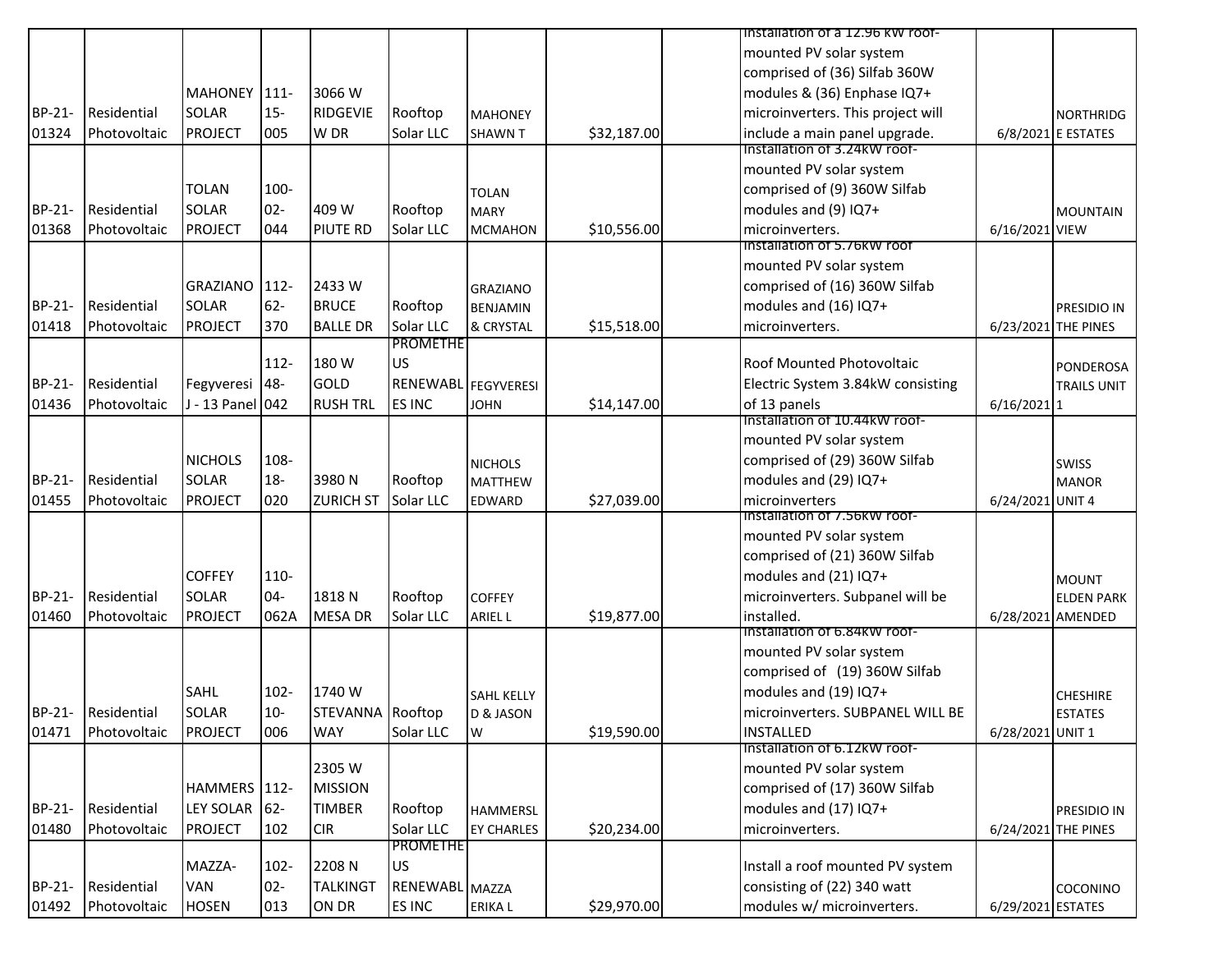| | | | | | | | | | | | |
|---|---|---|---|---|---|---|---|---|---|---|---|
| BP-21-01324 | Residential Photovoltaic | MAHONEY SOLAR PROJECT | 111-15-005 | 3066 W RIDGEVIEW DR | Rooftop Solar LLC | MAHONEY SHAWN T | $32,187.00 | | Installation of a 12.96 kW roof-mounted PV solar system comprised of (36) Silfab 360W modules & (36) Enphase IQ7+ microinverters. This project will include a main panel upgrade. | 6/8/2021 | NORTHRIDGE ESTATES |
| BP-21-01368 | Residential Photovoltaic | TOLAN SOLAR PROJECT | 100-02-044 | 409 W PIUTE RD | Rooftop Solar LLC | TOLAN MARY MCMAHON | $10,556.00 | | Installation of 3.24kW roof-mounted PV solar system comprised of (9) 360W Silfab modules and (9) IQ7+ microinverters. | 6/16/2021 | MOUNTAIN VIEW |
| BP-21-01418 | Residential Photovoltaic | GRAZIANO SOLAR PROJECT | 112-62-370 | 2433 W BRUCE BALLE DR | Rooftop Solar LLC | GRAZIANO BENJAMIN & CRYSTAL | $15,518.00 | | Installation of 5.76kW roof mounted PV solar system comprised of (16) 360W Silfab modules and (16) IQ7+ microinverters. | 6/23/2021 | PRESIDIO IN THE PINES |
| BP-21-01436 | Residential Photovoltaic | Fegyveresi J - 13 Panel | 112-48-042 | 180 W GOLD RUSH TRL | PROMETHEUS RENEWABLES INC | FEGYVERESI JOHN | $14,147.00 | | Roof Mounted Photovoltaic Electric System 3.84kW consisting of 13 panels | 6/16/2021 | PONDEROSA TRAILS UNIT 1 |
| BP-21-01455 | Residential Photovoltaic | NICHOLS SOLAR PROJECT | 108-18-020 | 3980 N ZURICH ST | Rooftop Solar LLC | NICHOLS MATTHEW EDWARD | $27,039.00 | | Installation of 10.44kW roof-mounted PV solar system comprised of (29) 360W Silfab modules and (29) IQ7+ microinverters | 6/24/2021 | SWISS MANOR UNIT 4 |
| BP-21-01460 | Residential Photovoltaic | COFFEY SOLAR PROJECT | 110-04-062A | 1818 N MESA DR | Rooftop Solar LLC | COFFEY ARIEL L | $19,877.00 | | Installation of 7.56kW roof-mounted PV solar system comprised of (21) 360W Silfab modules and (21) IQ7+ microinverters. Subpanel will be installed. | 6/28/2021 | MOUNT ELDEN PARK AMENDED |
| BP-21-01471 | Residential Photovoltaic | SAHL SOLAR PROJECT | 102-10-006 | 1740 W STEVANNA WAY | Rooftop Solar LLC | SAHL KELLY D & JASON W | $19,590.00 | | Installation of 6.84kW roof-mounted PV solar system comprised of (19) 360W Silfab modules and (19) IQ7+ microinverters. SUBPANEL WILL BE INSTALLED | 6/28/2021 | CHESHIRE ESTATES UNIT 1 |
| BP-21-01480 | Residential Photovoltaic | HAMMERSLEY SOLAR PROJECT | 112-62-102 | 2305 W MISSION TIMBER CIR | Rooftop Solar LLC | HAMMERSLEY CHARLES | $20,234.00 | | Installation of 6.12kW roof-mounted PV solar system comprised of (17) 360W Silfab modules and (17) IQ7+ microinverters. | 6/24/2021 | PRESIDIO IN THE PINES |
| BP-21-01492 | Residential Photovoltaic | MAZZA-VAN HOSEN | 102-02-013 | 2208 N TALKINGTON DR | PROMETHEUS RENEWABLES INC | MAZZA ERIKA L | $29,970.00 | | Install a roof mounted PV system consisting of (22) 340 watt modules w/ microinverters. | 6/29/2021 | COCONINO ESTATES |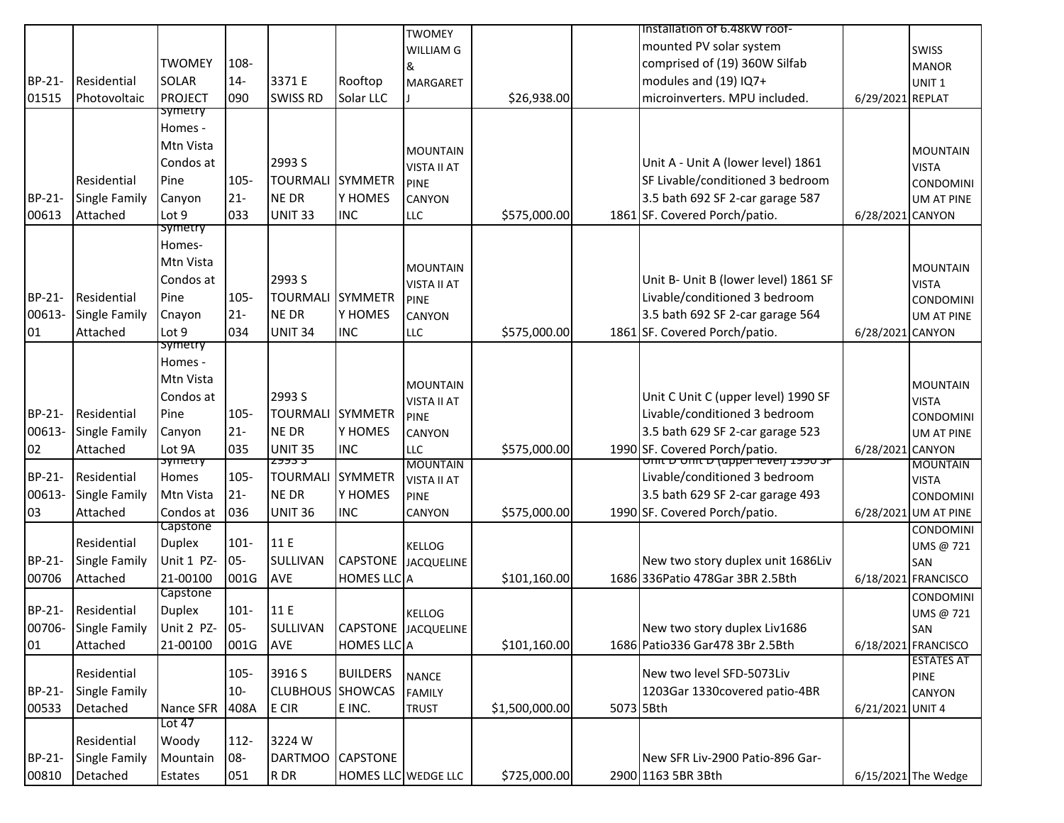| | | | | | | | | | | | |
|---|---|---|---|---|---|---|---|---|---|---|---|
| BP-21-01515 | Residential Photovoltaic | TWOMEY SOLAR PROJECT | 108-14-090 | 3371 E SWISS RD | Rooftop Solar LLC | TWOMEY WILLIAM G & MARGARET J | $26,938.00 | | Installation of 6.48kW roof-mounted PV solar system comprised of (19) 360W Silfab modules and (19) IQ7+ microinverters. MPU included. | 6/29/2021 | SWISS MANOR UNIT 1 REPLAT |
| BP-21-00613 | Residential Single Family Attached | Symetry Homes - Mtn Vista Condos at Pine Canyon Lot 9 | 105-21-033 | 2993 S TOURMALINE DR UNIT 33 | SYMMETRY HOMES INC | MOUNTAIN VISTA II AT PINE CANYON LLC | $575,000.00 | 1861 | Unit A - Unit A (lower level) 1861 SF Livable/conditioned 3 bedroom 3.5 bath 692 SF 2-car garage 587 SF. Covered Porch/patio. | 6/28/2021 | MOUNTAIN VISTA CONDOMINIUM AT PINE CANYON |
| BP-21-00613-01 | Residential Single Family Attached | Symetry Homes- Mtn Vista Condos at Pine Cnayon Lot 9 | 105-21-034 | 2993 S TOURMALINE DR UNIT 34 | SYMMETRY HOMES INC | MOUNTAIN VISTA II AT PINE CANYON LLC | $575,000.00 | 1861 | Unit B- Unit B (lower level) 1861 SF Livable/conditioned 3 bedroom 3.5 bath 692 SF 2-car garage 564 SF. Covered Porch/patio. | 6/28/2021 | MOUNTAIN VISTA CONDOMINIUM AT PINE CANYON |
| BP-21-00613-02 | Residential Single Family Attached | Symetry Homes - Mtn Vista Condos at Pine Canyon Lot 9A | 105-21-035 | 2993 S TOURMALINE DR UNIT 35 | SYMMETRY HOMES INC | MOUNTAIN VISTA II AT PINE CANYON LLC | $575,000.00 | 1990 | Unit C Unit C (upper level) 1990 SF Livable/conditioned 3 bedroom 3.5 bath 629 SF 2-car garage 523 SF. Covered Porch/patio. | 6/28/2021 | MOUNTAIN VISTA CONDOMINIUM AT PINE CANYON |
| BP-21-00613-03 | Residential Single Family Attached | Symetry Homes Mtn Vista Condos at | 105-21-036 | 2993 S TOURMALINE DR UNIT 36 | SYMMETRY HOMES INC | MOUNTAIN VISTA II AT PINE CANYON | $575,000.00 | 1990 | Unit D Unit D (upper level) 1990 SF Livable/conditioned 3 bedroom 3.5 bath 629 SF 2-car garage 493 SF. Covered Porch/patio. | 6/28/2021 | MOUNTAIN VISTA CONDOMINIUM AT PINE |
| BP-21-00706 | Residential Single Family Attached | Capstone Duplex Unit 1 PZ-21-00100 | 101-05-001G | 11 E SULLIVAN AVE | CAPSTONE HOMES LLC | KELLOG JACQUELINE A | $101,160.00 | 1686 | New two story duplex unit 1686Liv 336Patio 478Gar 3BR 2.5Bth | 6/18/2021 | CONDOMINIUMS @ 721 SAN FRANCISCO |
| BP-21-00706-01 | Residential Single Family Attached | Capstone Duplex Unit 2 PZ-21-00100 | 101-05-001G | 11 E SULLIVAN AVE | CAPSTONE HOMES LLC | KELLOG JACQUELINE A | $101,160.00 | 1686 | New two story duplex Liv1686 Patio336 Gar478 3Br 2.5Bth | 6/18/2021 | CONDOMINIUMS @ 721 SAN FRANCISCO |
| BP-21-00533 | Residential Single Family Detached | Nance SFR | 105-10-408A | 3916 S CLUBHOUSE CIR | BUILDERS SHOWCASE INC. | NANCE FAMILY TRUST | $1,500,000.00 | 5073 | New two level SFD-5073Liv 1203Gar 1330covered patio-4BR 5Bth | 6/21/2021 | ESTATES AT PINE CANYON UNIT 4 |
| BP-21-00810 | Residential Single Family Detached | Lot 47 Woody Mountain Estates | 112-08-051 | 3224 W DARTMOOR DR | CAPSTONE HOMES LLC | WEDGE LLC | $725,000.00 | 2900 | New SFR Liv-2900 Patio-896 Gar-1163 5BR 3Bth | 6/15/2021 | The Wedge |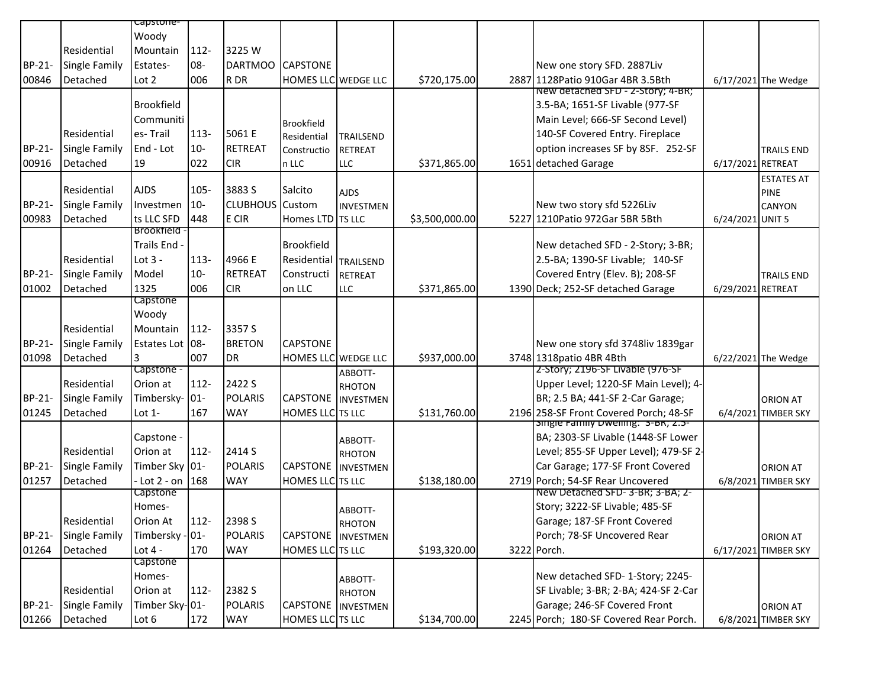| | | | | | | | | | | | |
|---|---|---|---|---|---|---|---|---|---|---|---|
| BP-21-00846 | Residential Single Family Detached | Capstone-Woody Mountain Estates-Lot 2 | 112-08-006 | 3225 W DARTMOOR DR | CAPSTONE HOMES LLC | WEDGE LLC | $720,175.00 | 2887 | New one story SFD. 2887Liv 1128Patio 910Gar 4BR 3.5Bth | 6/17/2021 | The Wedge |
| BP-21-00916 | Residential Single Family Detached | Brookfield Communities- Trail End - Lot 19 | 113-10-022 | 5061 E RETREAT CIR | Brookfield Residential Construction LLC | TRAILSEND RETREAT LLC | $371,865.00 | 1651 | New detached SFD - 2-Story; 4-BR; 3.5-BA; 1651-SF Livable (977-SF Main Level; 666-SF Second Level) 140-SF Covered Entry. Fireplace option increases SF by 8SF. 252-SF detached Garage | 6/17/2021 | TRAILS END RETREAT |
| BP-21-00983 | Residential Single Family Detached | AJDS Investments LLC SFD | 105-10-448 | 3883 S CLUBHOUSE CIR | Salcito Custom Homes LTD | AJDS INVESTMENTS LLC | $3,500,000.00 | 5227 | New two story sfd 5226Liv 1210Patio 972Gar 5BR 5Bth | 6/24/2021 | ESTATES AT PINE CANYON UNIT 5 |
| BP-21-01002 | Residential Single Family Detached | Brookfield - Trails End - Lot 3 - Model 1325 | 113-10-006 | 4966 E RETREAT CIR | Brookfield Residential Construction LLC | TRAILSEND RETREAT LLC | $371,865.00 | 1390 | New detached SFD - 2-Story; 3-BR; 2.5-BA; 1390-SF Livable; 140-SF Covered Entry (Elev. B); 208-SF Deck; 252-SF detached Garage | 6/29/2021 | TRAILS END RETREAT |
| BP-21-01098 | Residential Single Family Detached | Capstone Woody Mountain Estates Lot 3 | 112-08-007 | 3357 S BRETON DR | CAPSTONE HOMES LLC | WEDGE LLC | $937,000.00 | 3748 | New one story sfd 3748liv 1839gar 1318patio 4BR 4Bth | 6/22/2021 | The Wedge |
| BP-21-01245 | Residential Single Family Detached | Capstone - Orion at Timbersky- Lot 1- | 112-01-167 | 2422 S POLARIS WAY | CAPSTONE HOMES LLC | ABBOTT-RHOTON INVESTMENTS LLC | $131,760.00 | 2196 | 2-Story; 2196-SF Livable (976-SF Upper Level; 1220-SF Main Level); 4-BR; 2.5 BA; 441-SF 2-Car Garage; 258-SF Front Covered Porch; 48-SF | 6/4/2021 | ORION AT TIMBER SKY |
| BP-21-01257 | Residential Single Family Detached | Capstone - Orion at Timber Sky - Lot 2 - on | 112-01-168 | 2414 S POLARIS WAY | CAPSTONE HOMES LLC | ABBOTT-RHOTON INVESTMENTS LLC | $138,180.00 | 2719 | Single Family Dwelling: 3-BR; 2.5-BA; 2303-SF Livable (1448-SF Lower Level; 855-SF Upper Level); 479-SF 2-Car Garage; 177-SF Front Covered Porch; 54-SF Rear Uncovered | 6/8/2021 | ORION AT TIMBER SKY |
| BP-21-01264 | Residential Single Family Detached | Capstone Homes- Orion At Timbersky - Lot 4 - | 112-01-170 | 2398 S POLARIS WAY | CAPSTONE HOMES LLC | ABBOTT-RHOTON INVESTMENTS LLC | $193,320.00 | 3222 | New Detached SFD- 3-BR; 3-BA; 2-Story; 3222-SF Livable; 485-SF Garage; 187-SF Front Covered Porch; 78-SF Uncovered Rear Porch. | 6/17/2021 | ORION AT TIMBER SKY |
| BP-21-01266 | Residential Single Family Detached | Capstone Homes- Orion at Timber Sky- Lot 6 | 112-01-172 | 2382 S POLARIS WAY | CAPSTONE HOMES LLC | ABBOTT-RHOTON INVESTMENTS LLC | $134,700.00 | 2245 | New detached SFD- 1-Story; 2245-SF Livable; 3-BR; 2-BA; 424-SF 2-Car Garage; 246-SF Covered Front Porch; 180-SF Covered Rear Porch. | 6/8/2021 | ORION AT TIMBER SKY |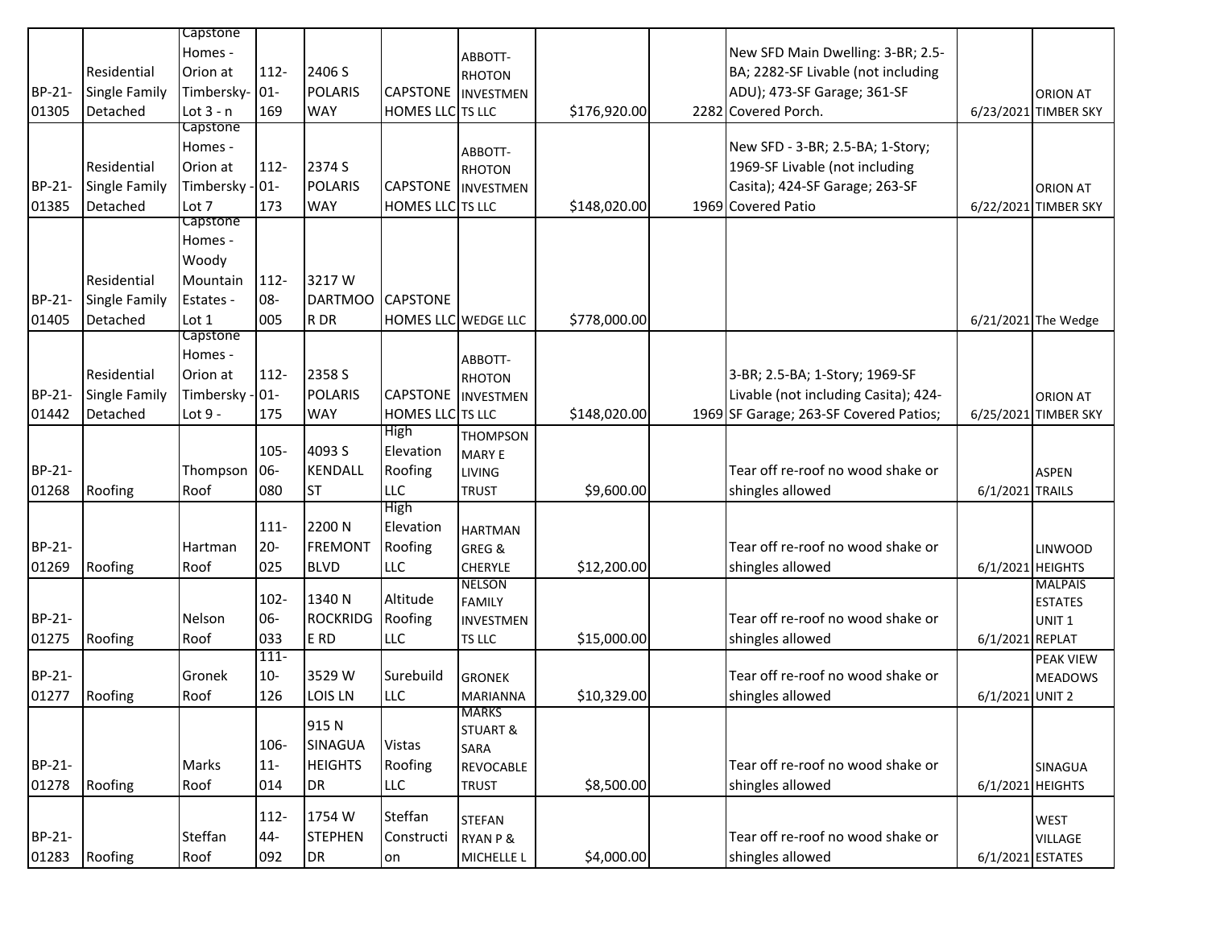| | | | | | | | | | | | |
|---|---|---|---|---|---|---|---|---|---|---|---|
| BP-21-01305 | Residential Single Family Detached | Capstone Homes - Orion at Timbersky-Lot 3 - n | 112-01-169 | 2406 S POLARIS WAY | CAPSTONE HOMES LLC | ABBOTT-RHOTON INVESTMENTS LLC | $176,920.00 | 2282 | New SFD Main Dwelling: 3-BR; 2.5-BA; 2282-SF Livable (not including ADU); 473-SF Garage; 361-SF Covered Porch. | 6/23/2021 | ORION AT TIMBER SKY |
| BP-21-01385 | Residential Single Family Detached | Capstone Homes - Orion at Timbersky - Lot 7 | 112-01-173 | 2374 S POLARIS WAY | CAPSTONE HOMES LLC | ABBOTT-RHOTON INVESTMENTS LLC | $148,020.00 | 1969 | New SFD - 3-BR; 2.5-BA; 1-Story; 1969-SF Livable (not including Casita); 424-SF Garage; 263-SF Covered Patio | 6/22/2021 | ORION AT TIMBER SKY |
| BP-21-01405 | Residential Single Family Detached | Capstone Homes - Woody Mountain Estates - Lot 1 | 112-08-005 | 3217 W DARTMOOR DR | CAPSTONE HOMES LLC | WEDGE LLC | $778,000.00 | | | 6/21/2021 | The Wedge |
| BP-21-01442 | Residential Single Family Detached | Capstone Homes - Orion at Timbersky - Lot 9 - | 112-01-175 | 2358 S POLARIS WAY | CAPSTONE HOMES LLC | ABBOTT-RHOTON INVESTMENTS LLC | $148,020.00 | 1969 | 3-BR; 2.5-BA; 1-Story; 1969-SF Livable (not including Casita); 424-SF Garage; 263-SF Covered Patios; | 6/25/2021 | ORION AT TIMBER SKY |
| BP-21-01268 | Roofing | Thompson Roof | 105-06-080 | 4093 S KENDALL ST | High Elevation Roofing LLC | THOMPSON MARY E LIVING TRUST | $9,600.00 | | Tear off re-roof no wood shake or shingles allowed | 6/1/2021 | ASPEN TRAILS |
| BP-21-01269 | Roofing | Hartman Roof | 111-20-025 | 2200 N FREMONT BLVD | High Elevation Roofing LLC | HARTMAN GREG & CHERYLE | $12,200.00 | | Tear off re-roof no wood shake or shingles allowed | 6/1/2021 | LINWOOD HEIGHTS |
| BP-21-01275 | Roofing | Nelson Roof | 102-06-033 | 1340 N ROCKRIDGE RD | Altitude Roofing LLC | NELSON FAMILY INVESTMENTS LLC | $15,000.00 | | Tear off re-roof no wood shake or shingles allowed | 6/1/2021 | MALPAIS ESTATES UNIT 1 REPLAT |
| BP-21-01277 | Roofing | Gronek Roof | 111-10-126 | 3529 W LOIS LN | Surebuild LLC | GRONEK MARIANNA | $10,329.00 | | Tear off re-roof no wood shake or shingles allowed | 6/1/2021 | PEAK VIEW MEADOWS UNIT 2 |
| BP-21-01278 | Roofing | Marks Roof | 106-11-014 | 915 N SINAGUA HEIGHTS DR | Vistas Roofing LLC | MARKS STUART & SARA REVOCABLE TRUST | $8,500.00 | | Tear off re-roof no wood shake or shingles allowed | 6/1/2021 | SINAGUA HEIGHTS |
| BP-21-01283 | Roofing | Steffan Roof | 112-44-092 | 1754 W STEPHEN DR | Steffan Construction | STEFAN RYAN P & MICHELLE L | $4,000.00 | | Tear off re-roof no wood shake or shingles allowed | 6/1/2021 | WEST VILLAGE ESTATES |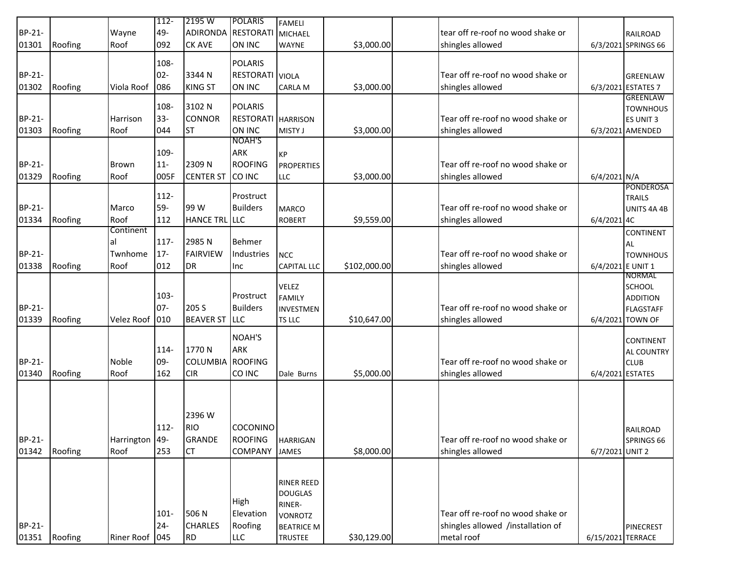| | | | | | | | | | | | |
|---|---|---|---|---|---|---|---|---|---|---|---|
| BP-21-01301 | Roofing | Wayne Roof | 112-49-092 | 2195 W ADIRONDACK AVE | POLARIS RESTORATION INC | FAMELI MICHAEL WAYNE | $3,000.00 | | tear off re-roof no wood shake or shingles allowed | 6/3/2021 | RAILROAD SPRINGS 66 |
| BP-21-01302 | Roofing | Viola Roof | 108-02-086 | 3344 N KING ST | POLARIS RESTORATION INC | VIOLA CARLA M | $3,000.00 | | Tear off re-roof no wood shake or shingles allowed | 6/3/2021 | GREENLAW ESTATES 7 |
| BP-21-01303 | Roofing | Harrison Roof | 108-33-044 | 3102 N CONNOR ST | POLARIS RESTORATION INC | HARRISON MISTY J | $3,000.00 | | Tear off re-roof no wood shake or shingles allowed | 6/3/2021 | GREENLAW TOWNHOUSES UNIT 3 AMENDED |
| BP-21-01329 | Roofing | Brown Roof | 109-11-005F | 2309 N CENTER ST | NOAH'S ARK ROOFING CO INC | KP PROPERTIES LLC | $3,000.00 | | Tear off re-roof no wood shake or shingles allowed | 6/4/2021 | N/A |
| BP-21-01334 | Roofing | Marco Roof | 112-59-112 | 99 W HANCE TRL | Prostruct Builders LLC | MARCO ROBERT | $9,559.00 | | Tear off re-roof no wood shake or shingles allowed | 6/4/2021 | PONDEROSA TRAILS UNITS 4A 4B 4C |
| BP-21-01338 | Roofing | Continental Twnhome Roof | 117-17-012 | 2985 N FAIRVIEW DR | Behmer Industries Inc | NCC CAPITAL LLC | $102,000.00 | | Tear off re-roof no wood shake or shingles allowed | 6/4/2021 | CONTINENTAL TOWNHOUSE UNIT 1 |
| BP-21-01339 | Roofing | Velez Roof | 103-07-010 | 205 S BEAVER ST | Prostruct Builders LLC | VELEZ FAMILY INVESTMENTS LLC | $10,647.00 | | Tear off re-roof no wood shake or shingles allowed | 6/4/2021 | NORMAL SCHOOL ADDITION FLAGSTAFF TOWN OF |
| BP-21-01340 | Roofing | Noble Roof | 114-09-162 | 1770 N COLUMBIA CIR | NOAH'S ARK ROOFING CO INC | Dale Burns | $5,000.00 | | Tear off re-roof no wood shake or shingles allowed | 6/4/2021 | CONTINENTAL COUNTRY CLUB ESTATES |
| BP-21-01342 | Roofing | Harrington Roof | 112-49-253 | 2396 W RIO GRANDE CT | COCONINO ROOFING COMPANY | HARRIGAN JAMES | $8,000.00 | | Tear off re-roof no wood shake or shingles allowed | 6/7/2021 | RAILROAD SPRINGS 66 UNIT 2 |
| BP-21-01351 | Roofing | Riner Roof | 101-24-045 | 506 N CHARLES RD | High Elevation Roofing LLC | RINER REED DOUGLAS RINER-VONROTZ BEATRICE M TRUSTEE | $30,129.00 | | Tear off re-roof no wood shake or shingles allowed /installation of metal roof | 6/15/2021 | PINECREST TERRACE |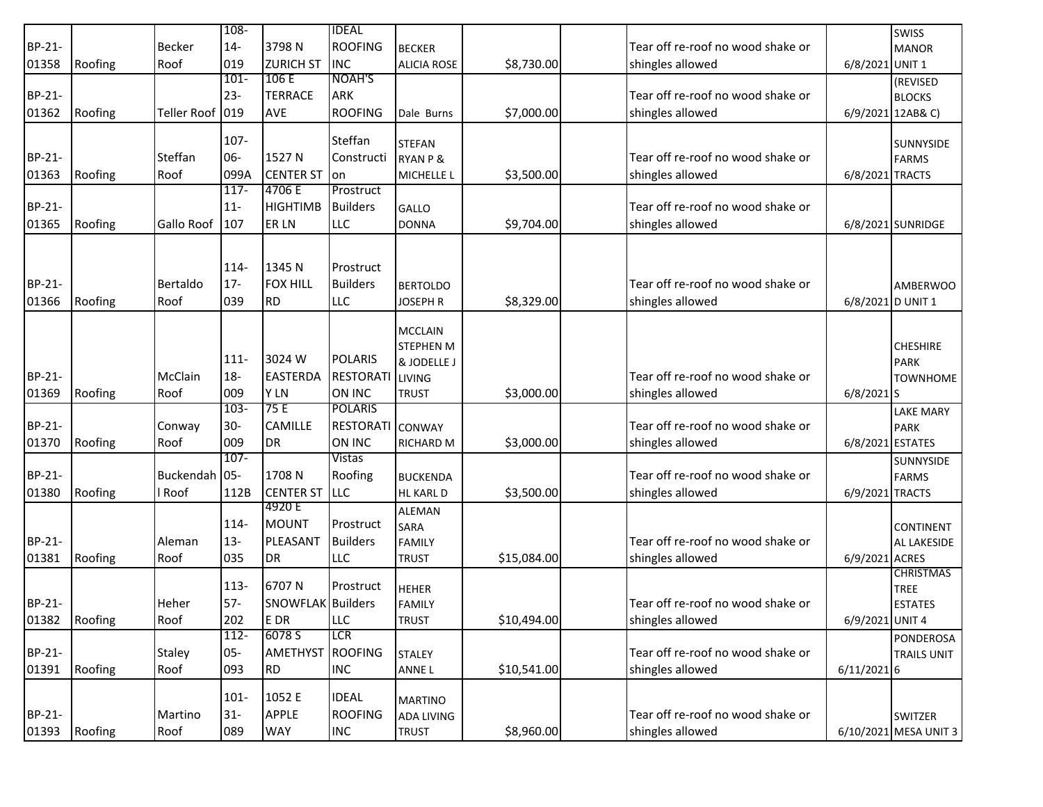| | | | | | | | | | | | |
|---|---|---|---|---|---|---|---|---|---|---|---|
| BP-21-01358 | Roofing | Becker Roof | 108-14-019 | 3798 N ZURICH ST | IDEAL ROOFING INC | BECKER ALICIA ROSE | $8,730.00 | | Tear off re-roof no wood shake or shingles allowed | 6/8/2021 | SWISS MANOR UNIT 1 |
| BP-21-01362 | Roofing | Teller Roof | 101-23-019 | 106 E TERRACE AVE | NOAH'S ARK ROOFING | Dale Burns | $7,000.00 | | Tear off re-roof no wood shake or shingles allowed | 6/9/2021 | (REVISED BLOCKS 12AB& C) |
| BP-21-01363 | Roofing | Steffan Roof | 107-06-099A | 1527 N CENTER ST | Steffan Construction | STEFAN RYAN P & MICHELLE L | $3,500.00 | | Tear off re-roof no wood shake or shingles allowed | 6/8/2021 | SUNNYSIDE FARMS TRACTS |
| BP-21-01365 | Roofing | Gallo Roof | 117-11-107 | 4706 E HIGHTIMBER LN | Prostruct Builders LLC | GALLO DONNA | $9,704.00 | | Tear off re-roof no wood shake or shingles allowed | 6/8/2021 | SUNRIDGE |
| BP-21-01366 | Roofing | Bertaldo Roof | 114-17-039 | 1345 N FOX HILL RD | Prostruct Builders LLC | BERTOLDO JOSEPH R | $8,329.00 | | Tear off re-roof no wood shake or shingles allowed | 6/8/2021 | AMBERWOOD UNIT 1 |
| BP-21-01369 | Roofing | McClain Roof | 111-18-009 | 3024 W EASTERDAY LN | POLARIS RESTORATION INC | MCCLAIN STEPHEN M & JODELLE J LIVING TRUST | $3,000.00 | | Tear off re-roof no wood shake or shingles allowed | 6/8/2021 | CHESHIRE PARK TOWNHOMES |
| BP-21-01370 | Roofing | Conway Roof | 103-30-009 | 75 E CAMILLE DR | POLARIS RESTORATION INC | CONWAY RICHARD M | $3,000.00 | | Tear off re-roof no wood shake or shingles allowed | 6/8/2021 | LAKE MARY PARK ESTATES |
| BP-21-01380 | Roofing | Buckendahl Roof | 107-05-112B | 1708 N CENTER ST | Vistas Roofing LLC | BUCKENDAHL KARL D | $3,500.00 | | Tear off re-roof no wood shake or shingles allowed | 6/9/2021 | SUNNYSIDE FARMS TRACTS |
| BP-21-01381 | Roofing | Aleman Roof | 114-13-035 | 4920 E MOUNT PLEASANT DR | Prostruct Builders LLC | ALEMAN SARA FAMILY TRUST | $15,084.00 | | Tear off re-roof no wood shake or shingles allowed | 6/9/2021 | CONTINENTAL LAKESIDE ACRES |
| BP-21-01382 | Roofing | Heher Roof | 113-57-202 | 6707 N SNOWFLAKE DR | Prostruct Builders LLC | HEHER FAMILY TRUST | $10,494.00 | | Tear off re-roof no wood shake or shingles allowed | 6/9/2021 | CHRISTMAS TREE ESTATES UNIT 4 |
| BP-21-01391 | Roofing | Staley Roof | 112-05-093 | 6078 S AMETHYST RD | LCR ROOFING INC | STALEY ANNE L | $10,541.00 | | Tear off re-roof no wood shake or shingles allowed | 6/11/2021 | PONDEROSA TRAILS UNIT 6 |
| BP-21-01393 | Roofing | Martino Roof | 101-31-089 | 1052 E APPLE WAY | IDEAL ROOFING INC | MARTINO ADA LIVING TRUST | $8,960.00 | | Tear off re-roof no wood shake or shingles allowed | 6/10/2021 | SWITZER MESA UNIT 3 |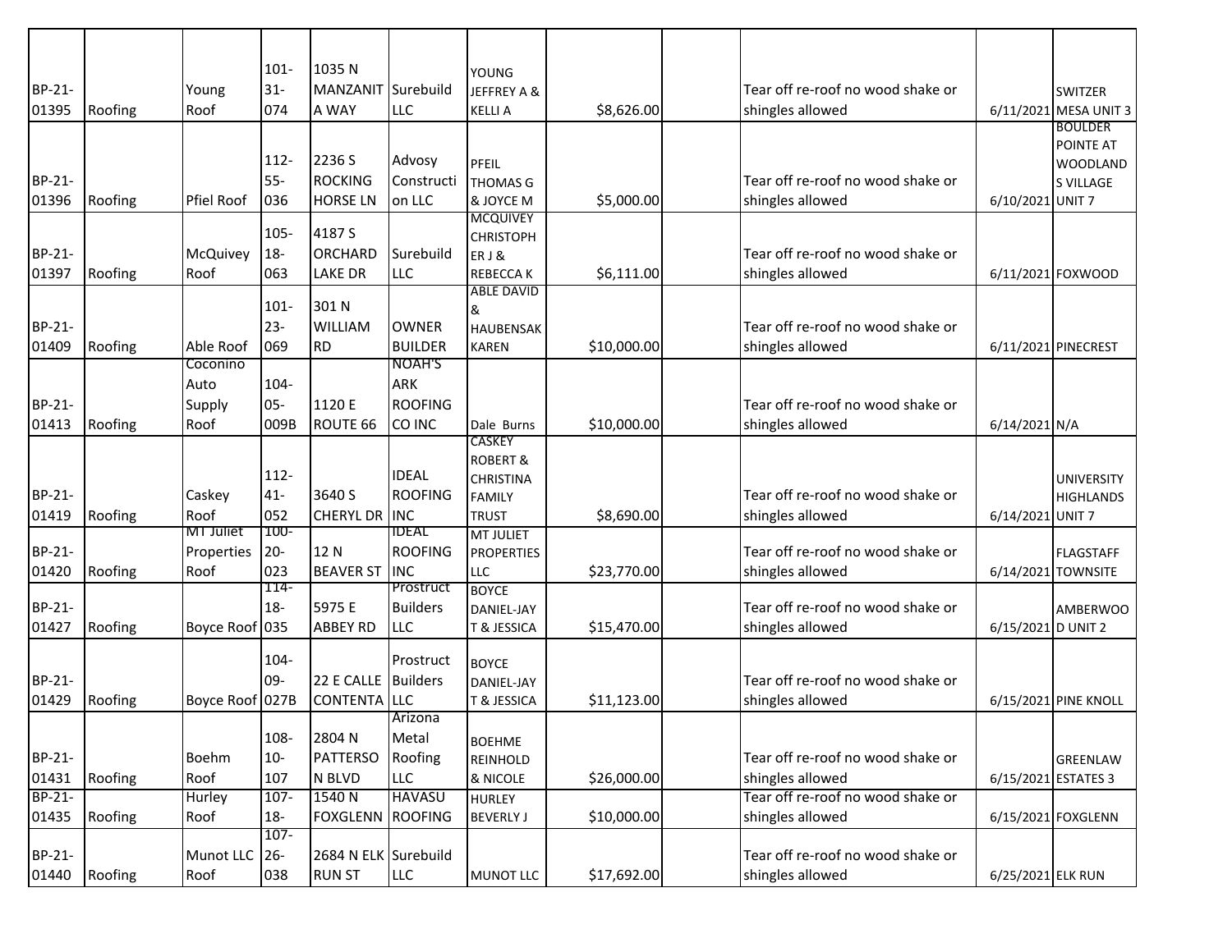| | | | | | | | | | | | |
|---|---|---|---|---|---|---|---|---|---|---|---|
| BP-21-01395 | Roofing | Young Roof | 101-31-074 | 1035 N MANZANITA WAY | Surebuild LLC | YOUNG JEFFREY A & KELLI A | $8,626.00 | | Tear off re-roof no wood shake or shingles allowed | 6/11/2021 | SWITZER MESA UNIT 3 |
| BP-21-01396 | Roofing | Pfiel Roof | 112-55-036 | 2236 S ROCKING HORSE LN | Advosy Construction LLC | PFEIL THOMAS G & JOYCE M | $5,000.00 | | Tear off re-roof no wood shake or shingles allowed | 6/10/2021 | BOULDER POINTE AT WOODLANDS VILLAGE UNIT 7 |
| BP-21-01397 | Roofing | McQuivey Roof | 105-18-063 | 4187 S ORCHARD LAKE DR | Surebuild LLC | MCQUIVEY CHRISTOPHER J & REBECCA K | $6,111.00 | | Tear off re-roof no wood shake or shingles allowed | 6/11/2021 | FOXWOOD |
| BP-21-01409 | Roofing | Able Roof | 101-23-069 | 301 N WILLIAM RD | OWNER BUILDER | ABLE DAVID & HAUBENSAK KAREN | $10,000.00 | | Tear off re-roof no wood shake or shingles allowed | 6/11/2021 | PINECREST |
| BP-21-01413 | Roofing | Coconino Auto Supply Roof | 104-05-009B | 1120 E ROUTE 66 | NOAH'S ARK ROOFING CO INC | Dale Burns | $10,000.00 | | Tear off re-roof no wood shake or shingles allowed | 6/14/2021 | N/A |
| BP-21-01419 | Roofing | Caskey Roof | 112-41-052 | 3640 S CHERYL DR | IDEAL ROOFING INC | CASKEY ROBERT & CHRISTINA FAMILY TRUST | $8,690.00 | | Tear off re-roof no wood shake or shingles allowed | 6/14/2021 | UNIVERSITY HIGHLANDS UNIT 7 |
| BP-21-01420 | Roofing | MT Juliet Properties Roof | 100-20-023 | 12 N BEAVER ST | IDEAL ROOFING INC | MT JULIET PROPERTIES LLC | $23,770.00 | | Tear off re-roof no wood shake or shingles allowed | 6/14/2021 | FLAGSTAFF TOWNSITE |
| BP-21-01427 | Roofing | Boyce Roof | 114-18-035 | 5975 E ABBEY RD | Prostruct Builders LLC | BOYCE DANIEL-JAYT & JESSICA | $15,470.00 | | Tear off re-roof no wood shake or shingles allowed | 6/15/2021 | AMBERWOOD UNIT 2 |
| BP-21-01429 | Roofing | Boyce Roof | 104-09-027B | 22 E CALLE CONTENTA | Prostruct Builders LLC | BOYCE DANIEL-JAYT & JESSICA | $11,123.00 | | Tear off re-roof no wood shake or shingles allowed | 6/15/2021 | PINE KNOLL |
| BP-21-01431 | Roofing | Boehm Roof | 108-10-107 | 2804 N PATTERSON BLVD | Arizona Metal Roofing LLC | BOEHME REINHOLD & NICOLE | $26,000.00 | | Tear off re-roof no wood shake or shingles allowed | 6/15/2021 | GREENLAW ESTATES 3 |
| BP-21-01435 | Roofing | Hurley Roof | 107-18- | 1540 N FOXGLENN | HAVASU ROOFING | HURLEY BEVERLY J | $10,000.00 | | Tear off re-roof no wood shake or shingles allowed | 6/15/2021 | FOXGLENN |
| BP-21-01440 | Roofing | Munot LLC Roof | 107-26-038 | 2684 N ELK RUN ST | Surebuild LLC | MUNOT LLC | $17,692.00 | | Tear off re-roof no wood shake or shingles allowed | 6/25/2021 | ELK RUN |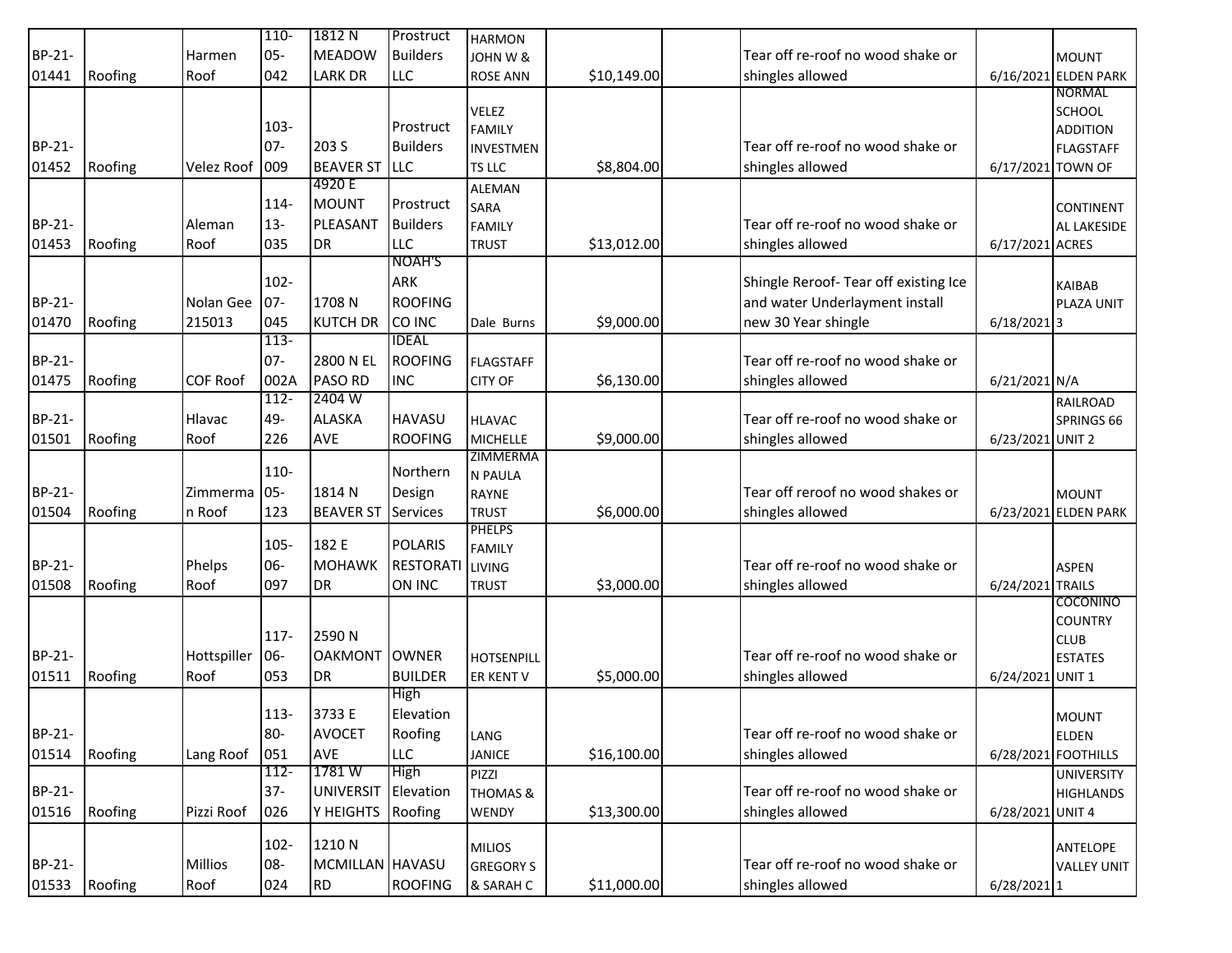| | | | | | | | | | | | |
|---|---|---|---|---|---|---|---|---|---|---|---|
| BP-21-01441 | Roofing | Harmen Roof | 110-05-042 | 1812 N MEADOW LARK DR | Prostruct Builders LLC | HARMON JOHN W & ROSE ANN | $10,149.00 | | Tear off re-roof no wood shake or shingles allowed | 6/16/2021 | MOUNT ELDEN PARK |
| BP-21-01452 | Roofing | Velez Roof | 103-07-009 | 203 S BEAVER ST | Prostruct Builders LLC | VELEZ FAMILY INVESTMENTS LLC | $8,804.00 | | Tear off re-roof no wood shake or shingles allowed | 6/17/2021 | NORMAL SCHOOL ADDITION FLAGSTAFF TOWN OF |
| BP-21-01453 | Roofing | Aleman Roof | 114-13-035 | 4920 E MOUNT PLEASANT DR | Prostruct Builders LLC | ALEMAN SARA FAMILY TRUST | $13,012.00 | | Tear off re-roof no wood shake or shingles allowed | 6/17/2021 | CONTINENTAL LAKESIDE ACRES |
| BP-21-01470 | Roofing | Nolan Gee 215013 | 102-07-045 | 1708 N KUTCH DR | NOAH'S ARK ROOFING CO INC | Dale Burns | $9,000.00 | | Shingle Reroof- Tear off existing Ice and water Underlayment install new 30 Year shingle | 6/18/2021 | KAIBAB PLAZA UNIT 3 |
| BP-21-01475 | Roofing | COF Roof | 113-07-002A | 2800 N EL PASO RD | IDEAL ROOFING INC | FLAGSTAFF CITY OF | $6,130.00 | | Tear off re-roof no wood shake or shingles allowed | 6/21/2021 | N/A |
| BP-21-01501 | Roofing | Hlavac Roof | 112-49-226 | 2404 W ALASKA AVE | HAVASU ROOFING | HLAVAC MICHELLE | $9,000.00 | | Tear off re-roof no wood shake or shingles allowed | 6/23/2021 | RAILROAD SPRINGS 66 UNIT 2 |
| BP-21-01504 | Roofing | Zimmerman Roof | 110-05-123 | 1814 N BEAVER ST | Northern Design Services | ZIMMERMAN PAULA RAYNE TRUST | $6,000.00 | | Tear off reroof no wood shakes or shingles allowed | 6/23/2021 | MOUNT ELDEN PARK |
| BP-21-01508 | Roofing | Phelps Roof | 105-06-097 | 182 E MOHAWK DR | POLARIS RESTORATION INC | PHELPS FAMILY LIVING TRUST | $3,000.00 | | Tear off re-roof no wood shake or shingles allowed | 6/24/2021 | ASPEN TRAILS |
| BP-21-01511 | Roofing | Hottspiller Roof | 117-06-053 | 2590 N OAKMONT DR | OWNER BUILDER | HOTSENPILLER KENT V | $5,000.00 | | Tear off re-roof no wood shake or shingles allowed | 6/24/2021 | COCONINO COUNTRY CLUB ESTATES UNIT 1 |
| BP-21-01514 | Roofing | Lang Roof | 113-80-051 | 3733 E AVOCET AVE | High Elevation Roofing LLC | LANG JANICE | $16,100.00 | | Tear off re-roof no wood shake or shingles allowed | 6/28/2021 | MOUNT ELDEN FOOTHILLS |
| BP-21-01516 | Roofing | Pizzi Roof | 112-37-026 | 1781 W UNIVERSITY HEIGHTS | High Elevation Roofing | PIZZI THOMAS & WENDY | $13,300.00 | | Tear off re-roof no wood shake or shingles allowed | 6/28/2021 | UNIVERSITY HIGHLANDS UNIT 4 |
| BP-21-01533 | Roofing | Millios Roof | 102-08-024 | 1210 N MCMILLAN RD | HAVASU ROOFING | MILIOS GREGORY S & SARAH C | $11,000.00 | | Tear off re-roof no wood shake or shingles allowed | 6/28/2021 | ANTELOPE VALLEY UNIT 1 |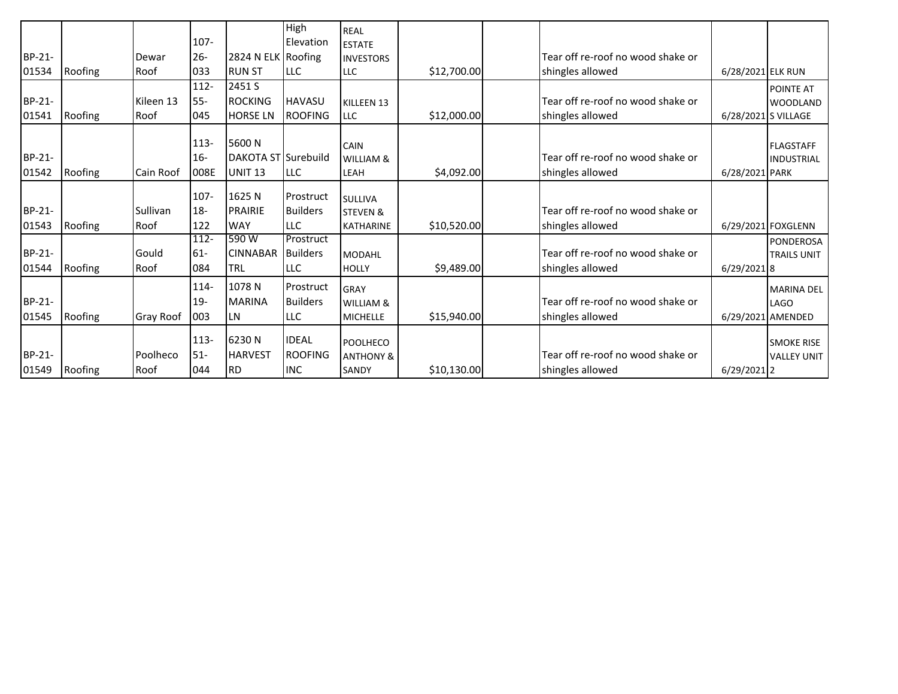| | | | | | | | | | | | |
|---|---|---|---|---|---|---|---|---|---|---|---|
| BP-21-01534 | Roofing | Dewar Roof | 107-26-033 | 2824 N ELK RUN ST | High Elevation Roofing LLC | REAL ESTATE INVESTORS LLC | $12,700.00 | | Tear off re-roof no wood shake or shingles allowed | 6/28/2021 | ELK RUN |
| BP-21-01541 | Roofing | Kileen 13 Roof | 112-55-045 | 2451 S ROCKING HORSE LN | HAVASU ROOFING | KILLEEN 13 LLC | $12,000.00 | | Tear off re-roof no wood shake or shingles allowed | 6/28/2021 | POINTE AT WOODLANDS VILLAGE |
| BP-21-01542 | Roofing | Cain Roof | 113-16-008E | 5600 N DAKOTA ST UNIT 13 | Surebuild LLC | CAIN WILLIAM & LEAH | $4,092.00 | | Tear off re-roof no wood shake or shingles allowed | 6/28/2021 | FLAGSTAFF INDUSTRIAL PARK |
| BP-21-01543 | Roofing | Sullivan Roof | 107-18-122 | 1625 N PRAIRIE WAY | Prostruct Builders LLC | SULLIVA STEVEN & KATHARINE | $10,520.00 | | Tear off re-roof no wood shake or shingles allowed | 6/29/2021 | FOXGLENN |
| BP-21-01544 | Roofing | Gould Roof | 112-61-084 | 590 W CINNABAR TRL | Prostruct Builders LLC | MODAHL HOLLY | $9,489.00 | | Tear off re-roof no wood shake or shingles allowed | 6/29/2021 | PONDEROSA TRAILS UNIT 8 |
| BP-21-01545 | Roofing | Gray Roof | 114-19-003 | 1078 N MARINA LN | Prostruct Builders LLC | GRAY WILLIAM & MICHELLE | $15,940.00 | | Tear off re-roof no wood shake or shingles allowed | 6/29/2021 | MARINA DEL LAGO AMENDED |
| BP-21-01549 | Roofing | Poolheco Roof | 113-51-044 | 6230 N HARVEST RD | IDEAL ROOFING INC | POOLHECO ANTHONY & SANDY | $10,130.00 | | Tear off re-roof no wood shake or shingles allowed | 6/29/2021 | SMOKE RISE VALLEY UNIT 2 |